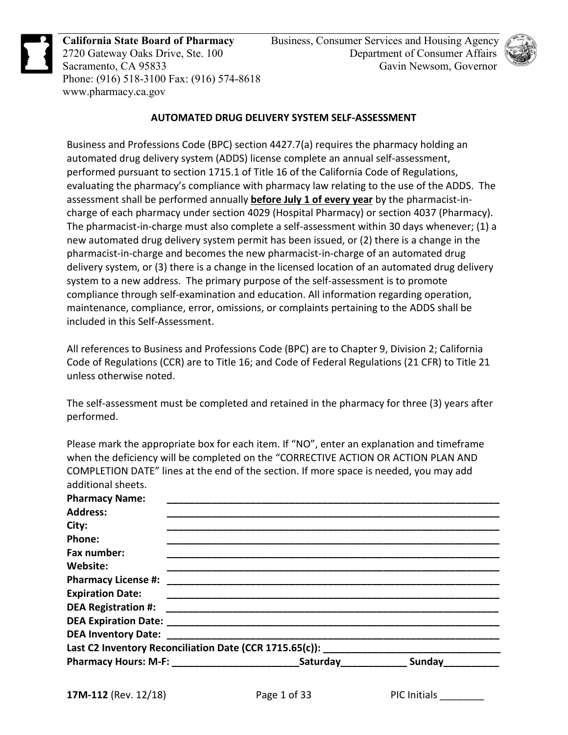**California State Board of Pharmacy**
2720 Gateway Oaks Drive, Ste. 100
Sacramento, CA 95833
Phone: (916) 518-3100 Fax: (916) 574-8618
www.pharmacy.ca.gov

Business, Consumer Services and Housing Agency
Department of Consumer Affairs
Gavin Newsom, Governor

## AUTOMATED DRUG DELIVERY SYSTEM SELF-ASSESSMENT

Business and Professions Code (BPC) section 4427.7(a) requires the pharmacy holding an automated drug delivery system (ADDS) license complete an annual self-assessment, performed pursuant to section 1715.1 of Title 16 of the California Code of Regulations, evaluating the pharmacy's compliance with pharmacy law relating to the use of the ADDS. The assessment shall be performed annually **before July 1 of every year** by the pharmacist-in-charge of each pharmacy under section 4029 (Hospital Pharmacy) or section 4037 (Pharmacy). The pharmacist-in-charge must also complete a self-assessment within 30 days whenever; (1) a new automated drug delivery system permit has been issued, or (2) there is a change in the pharmacist-in-charge and becomes the new pharmacist-in-charge of an automated drug delivery system, or (3) there is a change in the licensed location of an automated drug delivery system to a new address. The primary purpose of the self-assessment is to promote compliance through self-examination and education. All information regarding operation, maintenance, compliance, error, omissions, or complaints pertaining to the ADDS shall be included in this Self-Assessment.

All references to Business and Professions Code (BPC) are to Chapter 9, Division 2; California Code of Regulations (CCR) are to Title 16; and Code of Federal Regulations (21 CFR) to Title 21 unless otherwise noted.

The self-assessment must be completed and retained in the pharmacy for three (3) years after performed.

Please mark the appropriate box for each item. If "NO", enter an explanation and timeframe when the deficiency will be completed on the "CORRECTIVE ACTION OR ACTION PLAN AND COMPLETION DATE" lines at the end of the section. If more space is needed, you may add additional sheets.

**Pharmacy Name:** ____________________

**Address:** ____________________

**City:** ____________________

**Phone:** ____________________

**Fax number:** ____________________

**Website:** ____________________

**Pharmacy License #:** ____________________

**Expiration Date:** ____________________

**DEA Registration #:** ____________________

**DEA Expiration Date:** ____________________

**DEA Inventory Date:** ____________________

**Last C2 Inventory Reconciliation Date (CCR 1715.65(c)):** ____________________

**Pharmacy Hours: M-F:** ____________ **Saturday** ____________ **Sunday** ____________

**17M-112** (Rev. 12/18) PIC Initials ________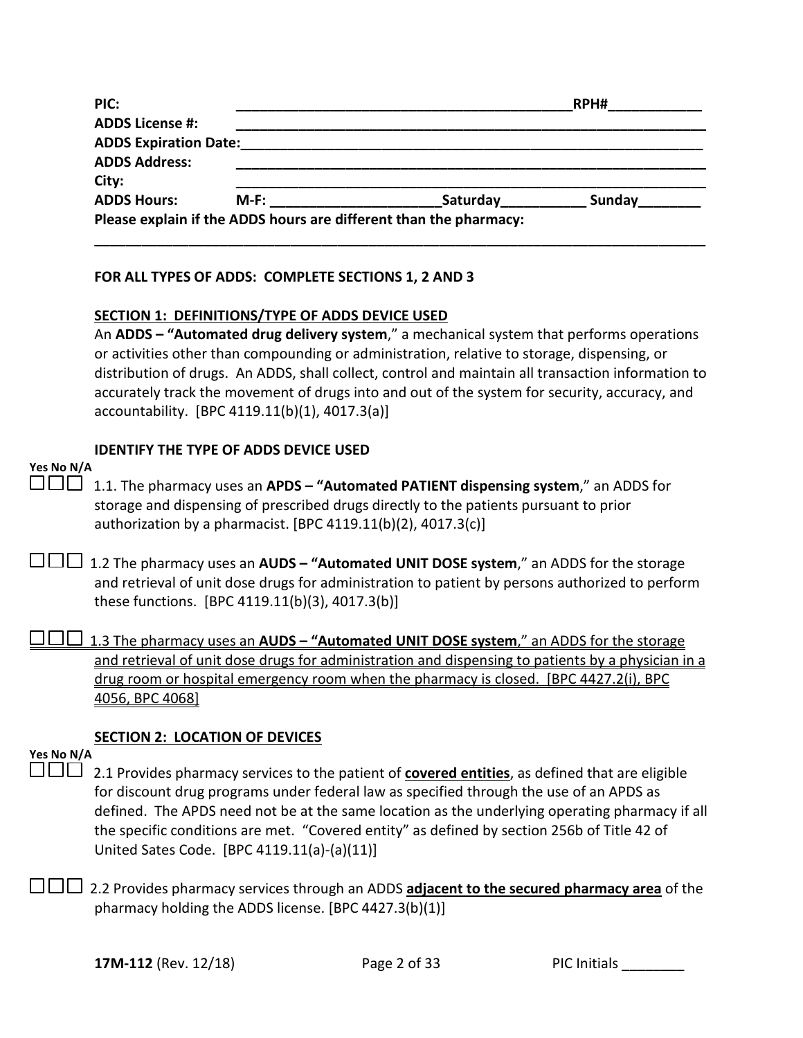**PIC:** _____________________________________________ **RPH#**____________

**ADDS License #:** ______________________________________________________________

**ADDS Expiration Date:**_________________________________________________________

**ADDS Address:** ______________________________________________________________

**City:** ______________________________________________________________

**ADDS Hours:** **M-F:** ______________________ **Saturday**___________ **Sunday**________

**Please explain if the ADDS hours are different than the pharmacy:**

_____________________________________________________________________________

**FOR ALL TYPES OF ADDS: COMPLETE SECTIONS 1, 2 AND 3**

## SECTION 1: DEFINITIONS/TYPE OF ADDS DEVICE USED

An **ADDS – "Automated drug delivery system**," a mechanical system that performs operations or activities other than compounding or administration, relative to storage, dispensing, or distribution of drugs. An ADDS, shall collect, control and maintain all transaction information to accurately track the movement of drugs into and out of the system for security, accuracy, and accountability. [BPC 4119.11(b)(1), 4017.3(a)]

### IDENTIFY THE TYPE OF ADDS DEVICE USED

**Yes No N/A**

☐ ☐ ☐ 1.1. The pharmacy uses an **APDS – "Automated PATIENT dispensing system**," an ADDS for storage and dispensing of prescribed drugs directly to the patients pursuant to prior authorization by a pharmacist. [BPC 4119.11(b)(2), 4017.3(c)]

☐ ☐ ☐ 1.2 The pharmacy uses an **AUDS – "Automated UNIT DOSE system**," an ADDS for the storage and retrieval of unit dose drugs for administration to patient by persons authorized to perform these functions. [BPC 4119.11(b)(3), 4017.3(b)]

☐ ☐ ☐ <u>1.3 The pharmacy uses an **AUDS – "Automated UNIT DOSE system**," an ADDS for the storage and retrieval of unit dose drugs for administration and dispensing to patients by a physician in a drug room or hospital emergency room when the pharmacy is closed. [BPC 4427.2(i), BPC 4056, BPC 4068]</u>

## SECTION 2: LOCATION OF DEVICES

**Yes No N/A**

☐ ☐ ☐ 2.1 Provides pharmacy services to the patient of **<u>covered entities</u>**, as defined that are eligible for discount drug programs under federal law as specified through the use of an APDS as defined. The APDS need not be at the same location as the underlying operating pharmacy if all the specific conditions are met. "Covered entity" as defined by section 256b of Title 42 of United Sates Code. [BPC 4119.11(a)-(a)(11)]

☐ ☐ ☐ 2.2 Provides pharmacy services through an ADDS **<u>adjacent to the secured pharmacy area</u>** of the pharmacy holding the ADDS license. [BPC 4427.3(b)(1)]

**17M-112** (Rev. 12/18) PIC Initials ________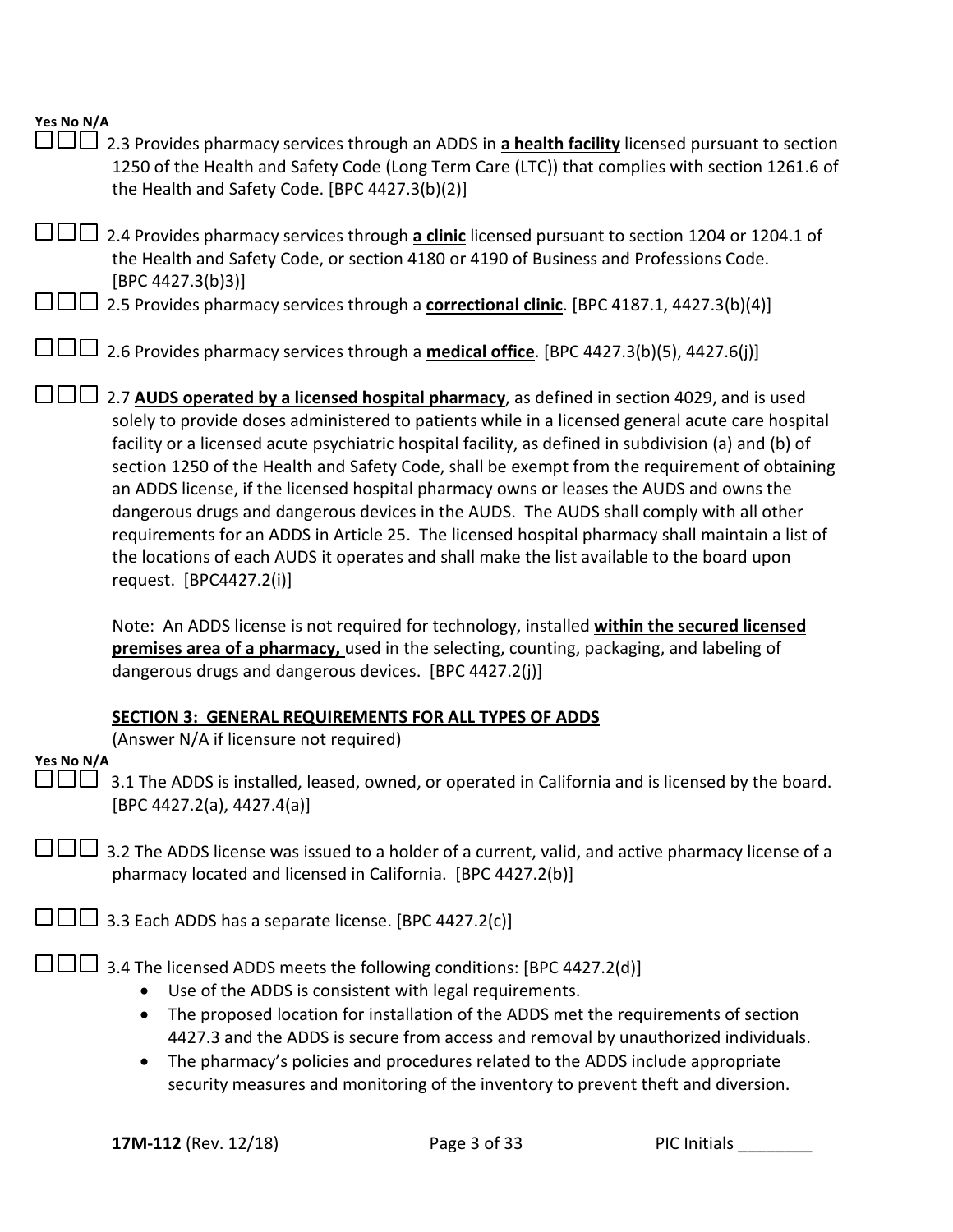**Yes No N/A**

☐☐☐ 2.3 Provides pharmacy services through an ADDS in **a health facility** licensed pursuant to section 1250 of the Health and Safety Code (Long Term Care (LTC)) that complies with section 1261.6 of the Health and Safety Code. [BPC 4427.3(b)(2)]

☐☐☐ 2.4 Provides pharmacy services through **a clinic** licensed pursuant to section 1204 or 1204.1 of the Health and Safety Code, or section 4180 or 4190 of Business and Professions Code. [BPC 4427.3(b)3)]

☐☐☐ 2.5 Provides pharmacy services through a **correctional clinic**. [BPC 4187.1, 4427.3(b)(4)]

☐☐☐ 2.6 Provides pharmacy services through a **medical office**. [BPC 4427.3(b)(5), 4427.6(j)]

☐☐☐ 2.7 **AUDS operated by a licensed hospital pharmacy**, as defined in section 4029, and is used solely to provide doses administered to patients while in a licensed general acute care hospital facility or a licensed acute psychiatric hospital facility, as defined in subdivision (a) and (b) of section 1250 of the Health and Safety Code, shall be exempt from the requirement of obtaining an ADDS license, if the licensed hospital pharmacy owns or leases the AUDS and owns the dangerous drugs and dangerous devices in the AUDS. The AUDS shall comply with all other requirements for an ADDS in Article 25. The licensed hospital pharmacy shall maintain a list of the locations of each AUDS it operates and shall make the list available to the board upon request. [BPC4427.2(i)]

Note: An ADDS license is not required for technology, installed **within the secured licensed premises area of a pharmacy,** used in the selecting, counting, packaging, and labeling of dangerous drugs and dangerous devices. [BPC 4427.2(j)]

## SECTION 3: GENERAL REQUIREMENTS FOR ALL TYPES OF ADDS

(Answer N/A if licensure not required)

**Yes No N/A**

☐☐☐ 3.1 The ADDS is installed, leased, owned, or operated in California and is licensed by the board. [BPC 4427.2(a), 4427.4(a)]

☐☐☐ 3.2 The ADDS license was issued to a holder of a current, valid, and active pharmacy license of a pharmacy located and licensed in California. [BPC 4427.2(b)]

☐☐☐ 3.3 Each ADDS has a separate license. [BPC 4427.2(c)]

☐☐☐ 3.4 The licensed ADDS meets the following conditions: [BPC 4427.2(d)]

- Use of the ADDS is consistent with legal requirements.
- The proposed location for installation of the ADDS met the requirements of section 4427.3 and the ADDS is secure from access and removal by unauthorized individuals.
- The pharmacy's policies and procedures related to the ADDS include appropriate security measures and monitoring of the inventory to prevent theft and diversion.

**17M-112** (Rev. 12/18) PIC Initials ________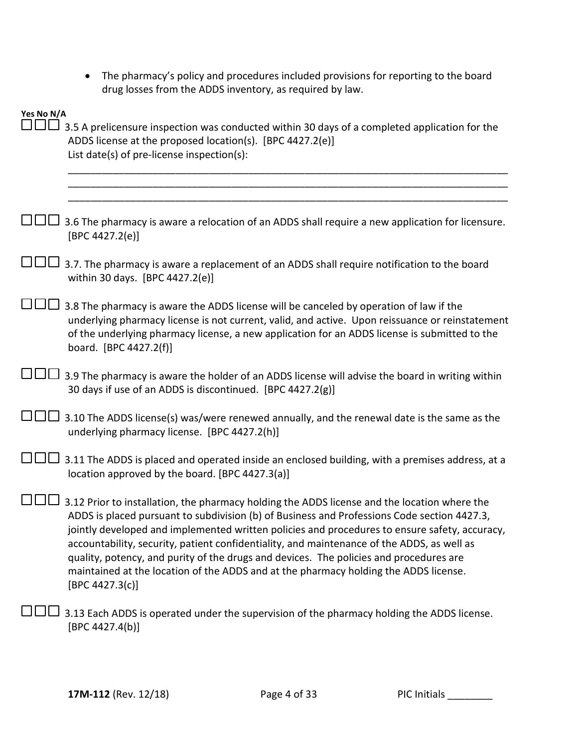- The pharmacy's policy and procedures included provisions for reporting to the board drug losses from the ADDS inventory, as required by law.

**Yes No N/A**

☐☐☐ 3.5 A prelicensure inspection was conducted within 30 days of a completed application for the ADDS license at the proposed location(s). [BPC 4427.2(e)]
List date(s) of pre-license inspection(s):

_______________________________________________________________________________
_______________________________________________________________________________
_______________________________________________________________________________

☐☐☐ 3.6 The pharmacy is aware a relocation of an ADDS shall require a new application for licensure. [BPC 4427.2(e)]

☐☐☐ 3.7. The pharmacy is aware a replacement of an ADDS shall require notification to the board within 30 days. [BPC 4427.2(e)]

☐☐☐ 3.8 The pharmacy is aware the ADDS license will be canceled by operation of law if the underlying pharmacy license is not current, valid, and active. Upon reissuance or reinstatement of the underlying pharmacy license, a new application for an ADDS license is submitted to the board. [BPC 4427.2(f)]

☐☐☐ 3.9 The pharmacy is aware the holder of an ADDS license will advise the board in writing within 30 days if use of an ADDS is discontinued. [BPC 4427.2(g)]

☐☐☐ 3.10 The ADDS license(s) was/were renewed annually, and the renewal date is the same as the underlying pharmacy license. [BPC 4427.2(h)]

☐☐☐ 3.11 The ADDS is placed and operated inside an enclosed building, with a premises address, at a location approved by the board. [BPC 4427.3(a)]

☐☐☐ 3.12 Prior to installation, the pharmacy holding the ADDS license and the location where the ADDS is placed pursuant to subdivision (b) of Business and Professions Code section 4427.3, jointly developed and implemented written policies and procedures to ensure safety, accuracy, accountability, security, patient confidentiality, and maintenance of the ADDS, as well as quality, potency, and purity of the drugs and devices. The policies and procedures are maintained at the location of the ADDS and at the pharmacy holding the ADDS license. [BPC 4427.3(c)]

☐☐☐ 3.13 Each ADDS is operated under the supervision of the pharmacy holding the ADDS license. [BPC 4427.4(b)]

**17M-112** (Rev. 12/18) PIC Initials ________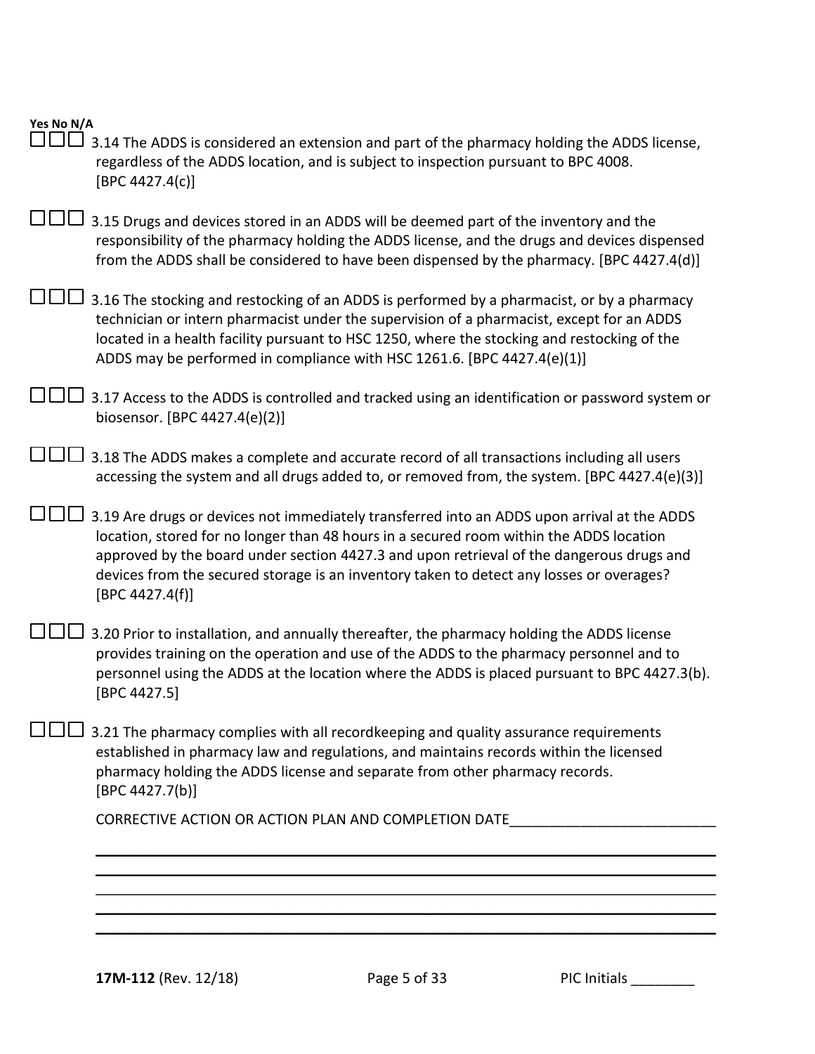**Yes No N/A**

☐☐☐ 3.14 The ADDS is considered an extension and part of the pharmacy holding the ADDS license, regardless of the ADDS location, and is subject to inspection pursuant to BPC 4008. [BPC 4427.4(c)]

☐☐☐ 3.15 Drugs and devices stored in an ADDS will be deemed part of the inventory and the responsibility of the pharmacy holding the ADDS license, and the drugs and devices dispensed from the ADDS shall be considered to have been dispensed by the pharmacy. [BPC 4427.4(d)]

☐☐☐ 3.16 The stocking and restocking of an ADDS is performed by a pharmacist, or by a pharmacy technician or intern pharmacist under the supervision of a pharmacist, except for an ADDS located in a health facility pursuant to HSC 1250, where the stocking and restocking of the ADDS may be performed in compliance with HSC 1261.6. [BPC 4427.4(e)(1)]

☐☐☐ 3.17 Access to the ADDS is controlled and tracked using an identification or password system or biosensor. [BPC 4427.4(e)(2)]

☐☐☐ 3.18 The ADDS makes a complete and accurate record of all transactions including all users accessing the system and all drugs added to, or removed from, the system. [BPC 4427.4(e)(3)]

☐☐☐ 3.19 Are drugs or devices not immediately transferred into an ADDS upon arrival at the ADDS location, stored for no longer than 48 hours in a secured room within the ADDS location approved by the board under section 4427.3 and upon retrieval of the dangerous drugs and devices from the secured storage is an inventory taken to detect any losses or overages? [BPC 4427.4(f)]

☐☐☐ 3.20 Prior to installation, and annually thereafter, the pharmacy holding the ADDS license provides training on the operation and use of the ADDS to the pharmacy personnel and to personnel using the ADDS at the location where the ADDS is placed pursuant to BPC 4427.3(b). [BPC 4427.5]

☐☐☐ 3.21 The pharmacy complies with all recordkeeping and quality assurance requirements established in pharmacy law and regulations, and maintains records within the licensed pharmacy holding the ADDS license and separate from other pharmacy records. [BPC 4427.7(b)]

CORRECTIVE ACTION OR ACTION PLAN AND COMPLETION DATE__________________________

_____________________________________________________________________________

_____________________________________________________________________________

_____________________________________________________________________________

_____________________________________________________________________________

_____________________________________________________________________________

**17M-112** (Rev. 12/18) PIC Initials ________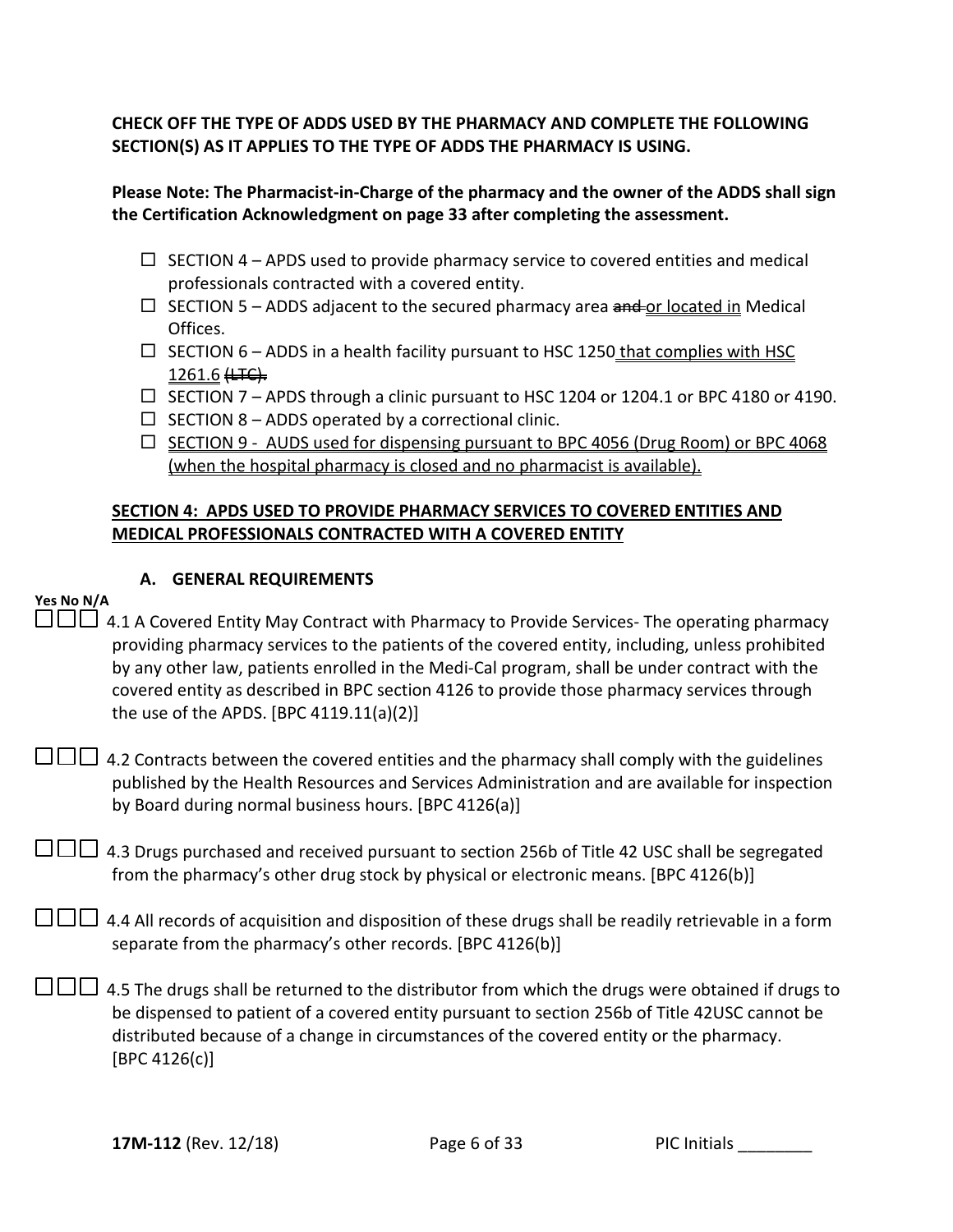**CHECK OFF THE TYPE OF ADDS USED BY THE PHARMACY AND COMPLETE THE FOLLOWING SECTION(S) AS IT APPLIES TO THE TYPE OF ADDS THE PHARMACY IS USING.**

**Please Note: The Pharmacist-in-Charge of the pharmacy and the owner of the ADDS shall sign the Certification Acknowledgment on page 33 after completing the assessment.**

- ☐ SECTION 4 – APDS used to provide pharmacy service to covered entities and medical professionals contracted with a covered entity.
- ☐ SECTION 5 – ADDS adjacent to the secured pharmacy area ~~and~~ <u>or located in</u> Medical Offices.
- ☐ SECTION 6 – ADDS in a health facility pursuant to HSC 1250 <u>that complies with HSC 1261.6</u> ~~(LTC).~~
- ☐ SECTION 7 – APDS through a clinic pursuant to HSC 1204 or 1204.1 or BPC 4180 or 4190.
- ☐ SECTION 8 – ADDS operated by a correctional clinic.
- ☐ <u>SECTION 9 - AUDS used for dispensing pursuant to BPC 4056 (Drug Room) or BPC 4068 (when the hospital pharmacy is closed and no pharmacist is available).</u>

## <u>SECTION 4: APDS USED TO PROVIDE PHARMACY SERVICES TO COVERED ENTITIES AND MEDICAL PROFESSIONALS CONTRACTED WITH A COVERED ENTITY</u>

### A. GENERAL REQUIREMENTS

**Yes No N/A**

☐☐☐ 4.1 A Covered Entity May Contract with Pharmacy to Provide Services- The operating pharmacy providing pharmacy services to the patients of the covered entity, including, unless prohibited by any other law, patients enrolled in the Medi-Cal program, shall be under contract with the covered entity as described in BPC section 4126 to provide those pharmacy services through the use of the APDS. [BPC 4119.11(a)(2)]

☐☐☐ 4.2 Contracts between the covered entities and the pharmacy shall comply with the guidelines published by the Health Resources and Services Administration and are available for inspection by Board during normal business hours. [BPC 4126(a)]

☐☐☐ 4.3 Drugs purchased and received pursuant to section 256b of Title 42 USC shall be segregated from the pharmacy's other drug stock by physical or electronic means. [BPC 4126(b)]

☐☐☐ 4.4 All records of acquisition and disposition of these drugs shall be readily retrievable in a form separate from the pharmacy's other records. [BPC 4126(b)]

☐☐☐ 4.5 The drugs shall be returned to the distributor from which the drugs were obtained if drugs to be dispensed to patient of a covered entity pursuant to section 256b of Title 42USC cannot be distributed because of a change in circumstances of the covered entity or the pharmacy. [BPC 4126(c)]

**17M-112** (Rev. 12/18) PIC Initials ________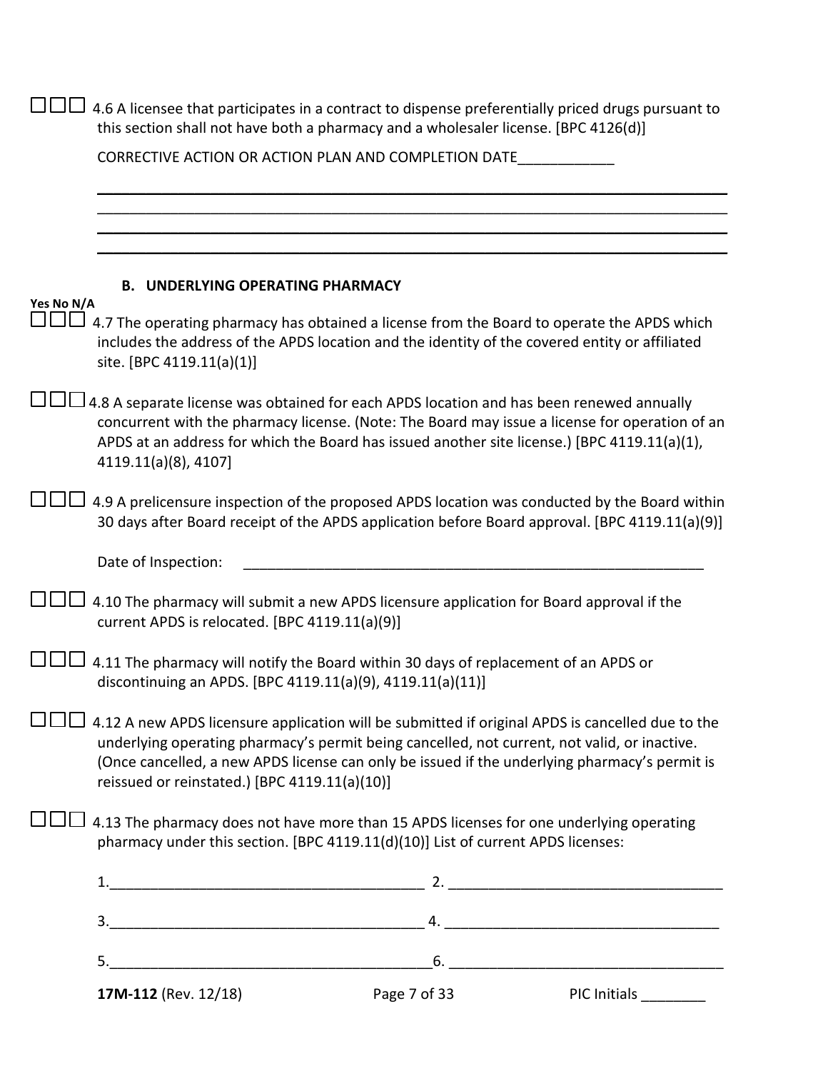☐☐☐ 4.6 A licensee that participates in a contract to dispense preferentially priced drugs pursuant to this section shall not have both a pharmacy and a wholesaler license. [BPC 4126(d)]

CORRECTIVE ACTION OR ACTION PLAN AND COMPLETION DATE____________

________________________________________________________________________________
________________________________________________________________________________
________________________________________________________________________________
________________________________________________________________________________

### B. UNDERLYING OPERATING PHARMACY

**Yes No N/A**

☐☐☐ 4.7 The operating pharmacy has obtained a license from the Board to operate the APDS which includes the address of the APDS location and the identity of the covered entity or affiliated site. [BPC 4119.11(a)(1)]

☐☐☐ 4.8 A separate license was obtained for each APDS location and has been renewed annually concurrent with the pharmacy license. (Note: The Board may issue a license for operation of an APDS at an address for which the Board has issued another site license.) [BPC 4119.11(a)(1), 4119.11(a)(8), 4107]

☐☐☐ 4.9 A prelicensure inspection of the proposed APDS location was conducted by the Board within 30 days after Board receipt of the APDS application before Board approval. [BPC 4119.11(a)(9)]

Date of Inspection: ____________________________________________________________

☐☐☐ 4.10 The pharmacy will submit a new APDS licensure application for Board approval if the current APDS is relocated. [BPC 4119.11(a)(9)]

☐☐☐ 4.11 The pharmacy will notify the Board within 30 days of replacement of an APDS or discontinuing an APDS. [BPC 4119.11(a)(9), 4119.11(a)(11)]

☐☐☐ 4.12 A new APDS licensure application will be submitted if original APDS is cancelled due to the underlying operating pharmacy's permit being cancelled, not current, not valid, or inactive. (Once cancelled, a new APDS license can only be issued if the underlying pharmacy's permit is reissued or reinstated.) [BPC 4119.11(a)(10)]

☐☐☐ 4.13 The pharmacy does not have more than 15 APDS licenses for one underlying operating pharmacy under this section. [BPC 4119.11(d)(10)] List of current APDS licenses:

1.______________________________________ 2. __________________________________

3.______________________________________ 4. __________________________________

5.______________________________________ 6. __________________________________

17M-112 (Rev. 12/18) PIC Initials ________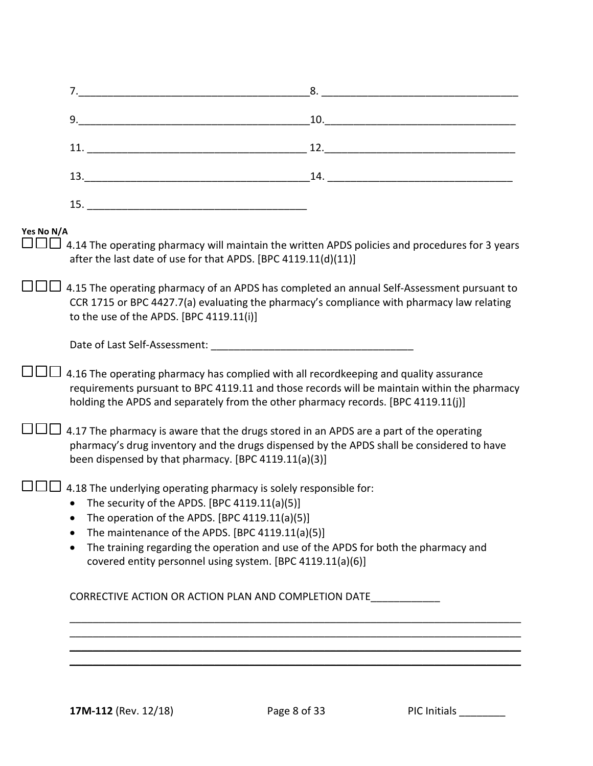7.______________________________________ 8. ______________________________________

9.______________________________________ 10.______________________________________

11. ______________________________________ 12.______________________________________

13.______________________________________ 14. ______________________________________

15. ______________________________________

**Yes No N/A**

☐☐☐ 4.14 The operating pharmacy will maintain the written APDS policies and procedures for 3 years after the last date of use for that APDS. [BPC 4119.11(d)(11)]

☐☐☐ 4.15 The operating pharmacy of an APDS has completed an annual Self-Assessment pursuant to CCR 1715 or BPC 4427.7(a) evaluating the pharmacy's compliance with pharmacy law relating to the use of the APDS. [BPC 4119.11(i)]

Date of Last Self-Assessment: ___________________________________

☐☐☐ 4.16 The operating pharmacy has complied with all recordkeeping and quality assurance requirements pursuant to BPC 4119.11 and those records will be maintain within the pharmacy holding the APDS and separately from the other pharmacy records. [BPC 4119.11(j)]

☐☐☐ 4.17 The pharmacy is aware that the drugs stored in an APDS are a part of the operating pharmacy's drug inventory and the drugs dispensed by the APDS shall be considered to have been dispensed by that pharmacy. [BPC 4119.11(a)(3)]

☐☐☐ 4.18 The underlying operating pharmacy is solely responsible for:

- The security of the APDS. [BPC 4119.11(a)(5)]
- The operation of the APDS. [BPC 4119.11(a)(5)]
- The maintenance of the APDS. [BPC 4119.11(a)(5)]
- The training regarding the operation and use of the APDS for both the pharmacy and covered entity personnel using system. [BPC 4119.11(a)(6)]

CORRECTIVE ACTION OR ACTION PLAN AND COMPLETION DATE____________

_______________________________________________________________________________

_______________________________________________________________________________

_______________________________________________________________________________

_______________________________________________________________________________

**17M-112** (Rev. 12/18) PIC Initials ________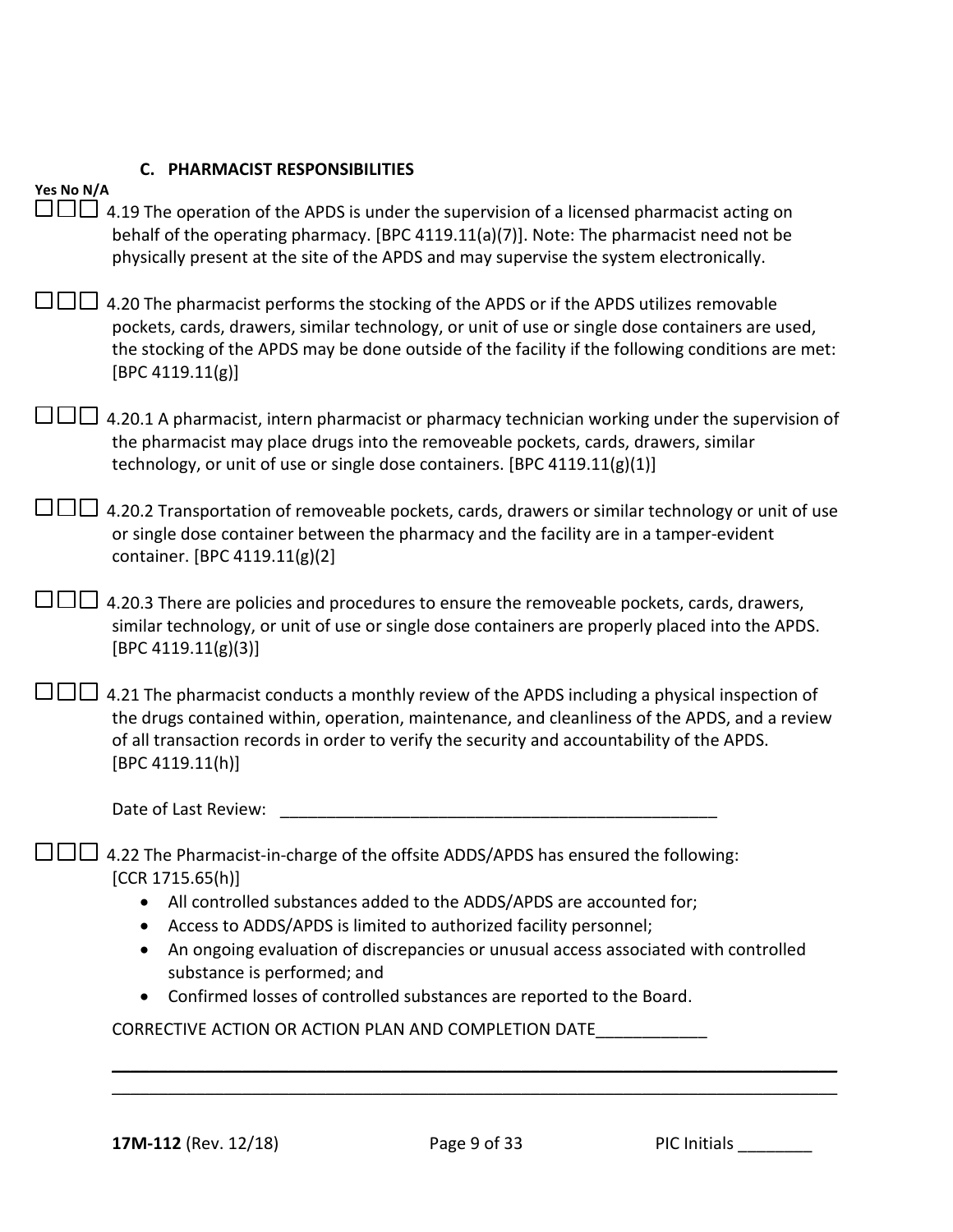### C. PHARMACIST RESPONSIBILITIES

**Yes No N/A**

☐☐☐ 4.19 The operation of the APDS is under the supervision of a licensed pharmacist acting on behalf of the operating pharmacy. [BPC 4119.11(a)(7)]. Note: The pharmacist need not be physically present at the site of the APDS and may supervise the system electronically.

☐☐☐ 4.20 The pharmacist performs the stocking of the APDS or if the APDS utilizes removable pockets, cards, drawers, similar technology, or unit of use or single dose containers are used, the stocking of the APDS may be done outside of the facility if the following conditions are met: [BPC 4119.11(g)]

☐☐☐ 4.20.1 A pharmacist, intern pharmacist or pharmacy technician working under the supervision of the pharmacist may place drugs into the removeable pockets, cards, drawers, similar technology, or unit of use or single dose containers. [BPC 4119.11(g)(1)]

☐☐☐ 4.20.2 Transportation of removeable pockets, cards, drawers or similar technology or unit of use or single dose container between the pharmacy and the facility are in a tamper-evident container. [BPC 4119.11(g)(2]

☐☐☐ 4.20.3 There are policies and procedures to ensure the removeable pockets, cards, drawers, similar technology, or unit of use or single dose containers are properly placed into the APDS. [BPC 4119.11(g)(3)]

☐☐☐ 4.21 The pharmacist conducts a monthly review of the APDS including a physical inspection of the drugs contained within, operation, maintenance, and cleanliness of the APDS, and a review of all transaction records in order to verify the security and accountability of the APDS. [BPC 4119.11(h)]

Date of Last Review: \_\_\_\_\_\_\_\_\_\_\_\_\_\_\_\_\_\_\_\_\_\_\_\_\_\_\_\_\_\_\_\_\_\_\_\_\_\_\_\_\_\_\_\_\_\_

☐☐☐ 4.22 The Pharmacist-in-charge of the offsite ADDS/APDS has ensured the following: [CCR 1715.65(h)]

- All controlled substances added to the ADDS/APDS are accounted for;
- Access to ADDS/APDS is limited to authorized facility personnel;
- An ongoing evaluation of discrepancies or unusual access associated with controlled substance is performed; and
- Confirmed losses of controlled substances are reported to the Board.

CORRECTIVE ACTION OR ACTION PLAN AND COMPLETION DATE\_\_\_\_\_\_\_\_\_\_\_\_

\_\_\_\_\_\_\_\_\_\_\_\_\_\_\_\_\_\_\_\_\_\_\_\_\_\_\_\_\_\_\_\_\_\_\_\_\_\_\_\_\_\_\_\_\_\_\_\_\_\_\_\_\_\_\_\_\_\_\_\_\_\_\_\_\_\_\_\_\_\_\_\_\_\_\_\_

\_\_\_\_\_\_\_\_\_\_\_\_\_\_\_\_\_\_\_\_\_\_\_\_\_\_\_\_\_\_\_\_\_\_\_\_\_\_\_\_\_\_\_\_\_\_\_\_\_\_\_\_\_\_\_\_\_\_\_\_\_\_\_\_\_\_\_\_\_\_\_\_\_\_\_\_

**17M-112** (Rev. 12/18) PIC Initials \_\_\_\_\_\_\_\_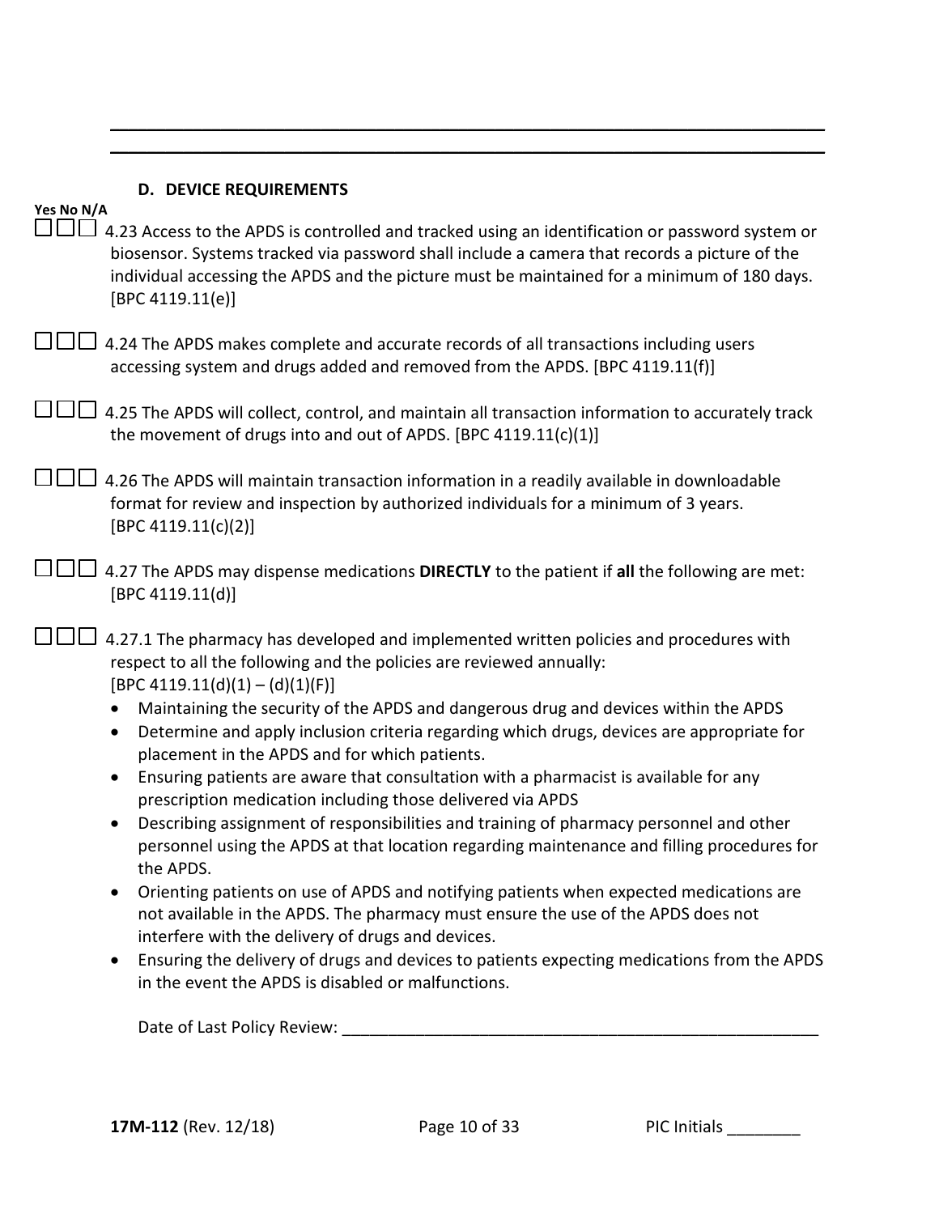## D. DEVICE REQUIREMENTS

**Yes No N/A**

☐☐☐ 4.23 Access to the APDS is controlled and tracked using an identification or password system or biosensor. Systems tracked via password shall include a camera that records a picture of the individual accessing the APDS and the picture must be maintained for a minimum of 180 days. [BPC 4119.11(e)]

☐☐☐ 4.24 The APDS makes complete and accurate records of all transactions including users accessing system and drugs added and removed from the APDS. [BPC 4119.11(f)]

☐☐☐ 4.25 The APDS will collect, control, and maintain all transaction information to accurately track the movement of drugs into and out of APDS. [BPC 4119.11(c)(1)]

☐☐☐ 4.26 The APDS will maintain transaction information in a readily available in downloadable format for review and inspection by authorized individuals for a minimum of 3 years. [BPC 4119.11(c)(2)]

☐☐☐ 4.27 The APDS may dispense medications **DIRECTLY** to the patient if **all** the following are met: [BPC 4119.11(d)]

☐☐☐ 4.27.1 The pharmacy has developed and implemented written policies and procedures with respect to all the following and the policies are reviewed annually: [BPC 4119.11(d)(1) – (d)(1)(F)]

- Maintaining the security of the APDS and dangerous drug and devices within the APDS
- Determine and apply inclusion criteria regarding which drugs, devices are appropriate for placement in the APDS and for which patients.
- Ensuring patients are aware that consultation with a pharmacist is available for any prescription medication including those delivered via APDS
- Describing assignment of responsibilities and training of pharmacy personnel and other personnel using the APDS at that location regarding maintenance and filling procedures for the APDS.
- Orienting patients on use of APDS and notifying patients when expected medications are not available in the APDS. The pharmacy must ensure the use of the APDS does not interfere with the delivery of drugs and devices.
- Ensuring the delivery of drugs and devices to patients expecting medications from the APDS in the event the APDS is disabled or malfunctions.

Date of Last Policy Review: ______________________________________________________

**17M-112** (Rev. 12/18) PIC Initials ________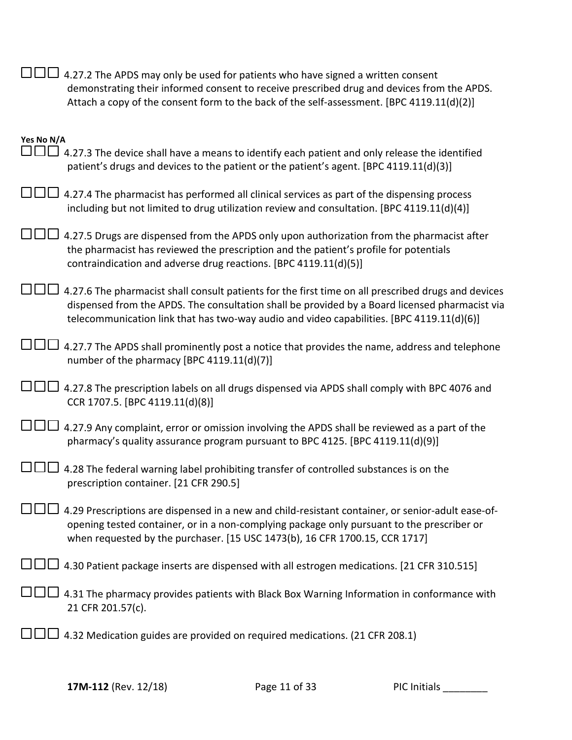☐☐☐ 4.27.2 The APDS may only be used for patients who have signed a written consent demonstrating their informed consent to receive prescribed drug and devices from the APDS. Attach a copy of the consent form to the back of the self-assessment. [BPC 4119.11(d)(2)]

**Yes No N/A**

☐☐☐ 4.27.3 The device shall have a means to identify each patient and only release the identified patient's drugs and devices to the patient or the patient's agent. [BPC 4119.11(d)(3)]

☐☐☐ 4.27.4 The pharmacist has performed all clinical services as part of the dispensing process including but not limited to drug utilization review and consultation. [BPC 4119.11(d)(4)]

☐☐☐ 4.27.5 Drugs are dispensed from the APDS only upon authorization from the pharmacist after the pharmacist has reviewed the prescription and the patient's profile for potentials contraindication and adverse drug reactions. [BPC 4119.11(d)(5)]

☐☐☐ 4.27.6 The pharmacist shall consult patients for the first time on all prescribed drugs and devices dispensed from the APDS. The consultation shall be provided by a Board licensed pharmacist via telecommunication link that has two-way audio and video capabilities. [BPC 4119.11(d)(6)]

☐☐☐ 4.27.7 The APDS shall prominently post a notice that provides the name, address and telephone number of the pharmacy [BPC 4119.11(d)(7)]

☐☐☐ 4.27.8 The prescription labels on all drugs dispensed via APDS shall comply with BPC 4076 and CCR 1707.5. [BPC 4119.11(d)(8)]

☐☐☐ 4.27.9 Any complaint, error or omission involving the APDS shall be reviewed as a part of the pharmacy's quality assurance program pursuant to BPC 4125. [BPC 4119.11(d)(9)]

☐☐☐ 4.28 The federal warning label prohibiting transfer of controlled substances is on the prescription container. [21 CFR 290.5]

☐☐☐ 4.29 Prescriptions are dispensed in a new and child-resistant container, or senior-adult ease-of-opening tested container, or in a non-complying package only pursuant to the prescriber or when requested by the purchaser. [15 USC 1473(b), 16 CFR 1700.15, CCR 1717]

☐☐☐ 4.30 Patient package inserts are dispensed with all estrogen medications. [21 CFR 310.515]

☐☐☐ 4.31 The pharmacy provides patients with Black Box Warning Information in conformance with 21 CFR 201.57(c).

☐☐☐ 4.32 Medication guides are provided on required medications. (21 CFR 208.1)

**17M-112** (Rev. 12/18) PIC Initials ________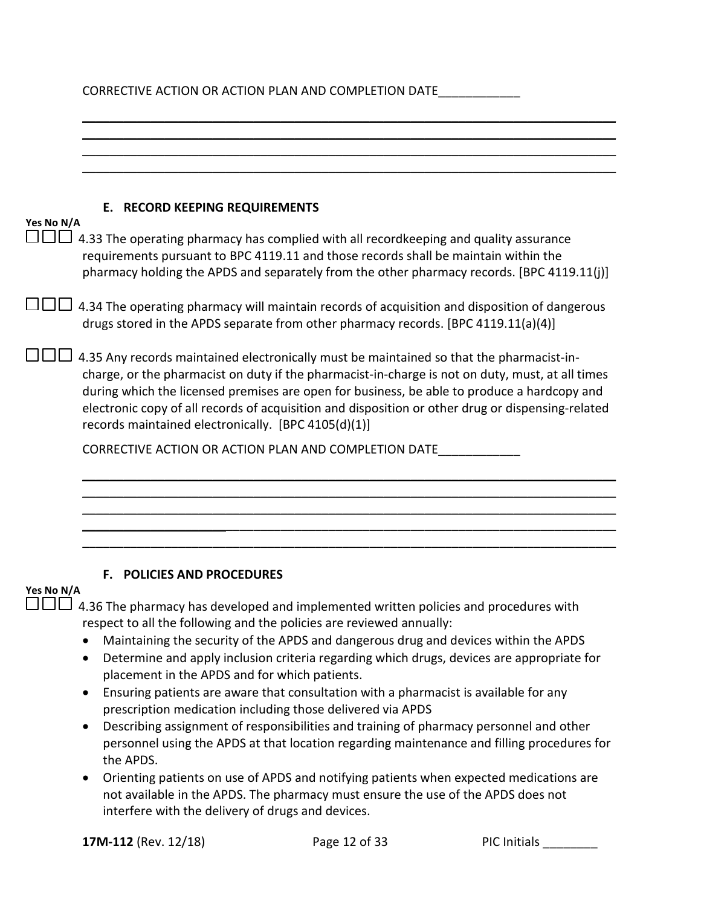CORRECTIVE ACTION OR ACTION PLAN AND COMPLETION DATE____________

________________________________________________________________________________
________________________________________________________________________________
________________________________________________________________________________
________________________________________________________________________________

### E. RECORD KEEPING REQUIREMENTS

Yes No N/A

☐☐☐ 4.33 The operating pharmacy has complied with all recordkeeping and quality assurance requirements pursuant to BPC 4119.11 and those records shall be maintain within the pharmacy holding the APDS and separately from the other pharmacy records. [BPC 4119.11(j)]

☐☐☐ 4.34 The operating pharmacy will maintain records of acquisition and disposition of dangerous drugs stored in the APDS separate from other pharmacy records. [BPC 4119.11(a)(4)]

☐☐☐ 4.35 Any records maintained electronically must be maintained so that the pharmacist-in-charge, or the pharmacist on duty if the pharmacist-in-charge is not on duty, must, at all times during which the licensed premises are open for business, be able to produce a hardcopy and electronic copy of all records of acquisition and disposition or other drug or dispensing-related records maintained electronically. [BPC 4105(d)(1)]

CORRECTIVE ACTION OR ACTION PLAN AND COMPLETION DATE____________

________________________________________________________________________________
________________________________________________________________________________
________________________________________________________________________________
________________________________________________________________________________
________________________________________________________________________________

### F. POLICIES AND PROCEDURES

Yes No N/A

☐☐☐ 4.36 The pharmacy has developed and implemented written policies and procedures with respect to all the following and the policies are reviewed annually:

- Maintaining the security of the APDS and dangerous drug and devices within the APDS
- Determine and apply inclusion criteria regarding which drugs, devices are appropriate for placement in the APDS and for which patients.
- Ensuring patients are aware that consultation with a pharmacist is available for any prescription medication including those delivered via APDS
- Describing assignment of responsibilities and training of pharmacy personnel and other personnel using the APDS at that location regarding maintenance and filling procedures for the APDS.
- Orienting patients on use of APDS and notifying patients when expected medications are not available in the APDS. The pharmacy must ensure the use of the APDS does not interfere with the delivery of drugs and devices.

**17M-112** (Rev. 12/18) PIC Initials ________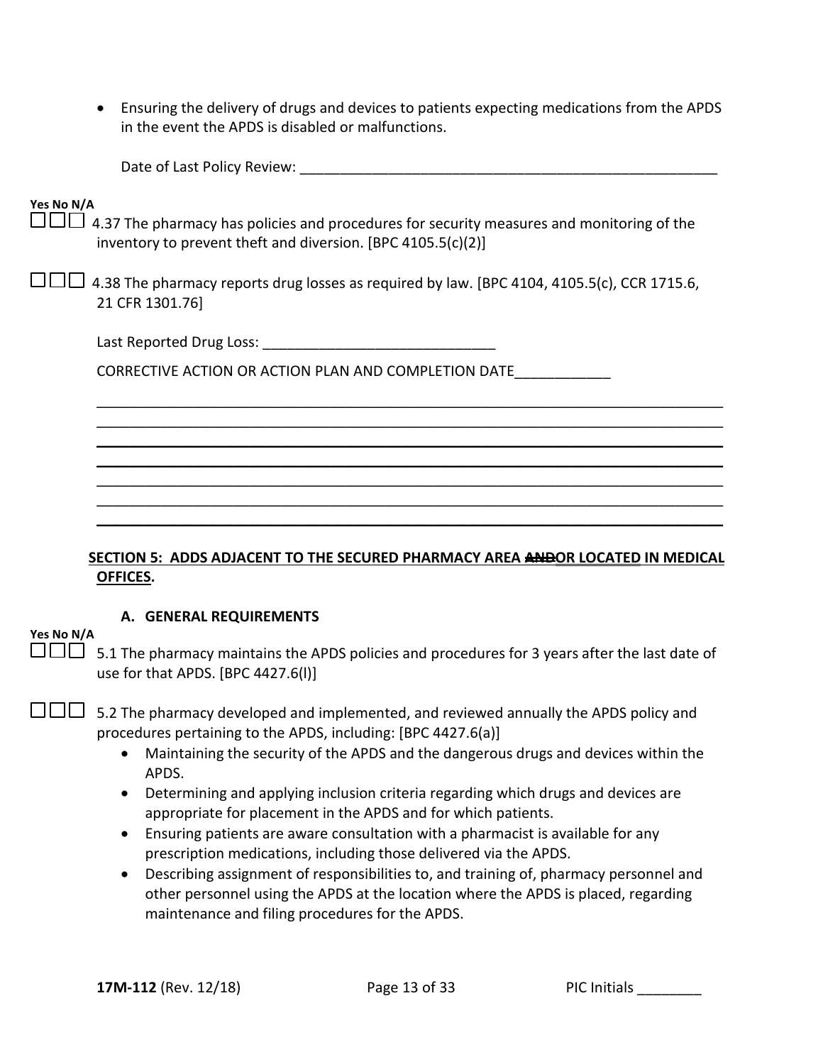- Ensuring the delivery of drugs and devices to patients expecting medications from the APDS in the event the APDS is disabled or malfunctions.

  Date of Last Policy Review: ______________________________________________________

**Yes No N/A**

☐☐☐ 4.37 The pharmacy has policies and procedures for security measures and monitoring of the inventory to prevent theft and diversion. [BPC 4105.5(c)(2)]

☐☐☐ 4.38 The pharmacy reports drug losses as required by law. [BPC 4104, 4105.5(c), CCR 1715.6, 21 CFR 1301.76]

Last Reported Drug Loss: _____________________________

CORRECTIVE ACTION OR ACTION PLAN AND COMPLETION DATE____________

_______________________________________________________________________________
_______________________________________________________________________________
_______________________________________________________________________________
_______________________________________________________________________________
_______________________________________________________________________________
_______________________________________________________________________________
_______________________________________________________________________________

## SECTION 5: ADDS ADJACENT TO THE SECURED PHARMACY AREA ~~AND~~OR LOCATED IN MEDICAL OFFICES.

### A. GENERAL REQUIREMENTS

**Yes No N/A**

☐☐☐ 5.1 The pharmacy maintains the APDS policies and procedures for 3 years after the last date of use for that APDS. [BPC 4427.6(l)]

☐☐☐ 5.2 The pharmacy developed and implemented, and reviewed annually the APDS policy and procedures pertaining to the APDS, including: [BPC 4427.6(a)]

- Maintaining the security of the APDS and the dangerous drugs and devices within the APDS.
- Determining and applying inclusion criteria regarding which drugs and devices are appropriate for placement in the APDS and for which patients.
- Ensuring patients are aware consultation with a pharmacist is available for any prescription medications, including those delivered via the APDS.
- Describing assignment of responsibilities to, and training of, pharmacy personnel and other personnel using the APDS at the location where the APDS is placed, regarding maintenance and filing procedures for the APDS.

PIC Initials ________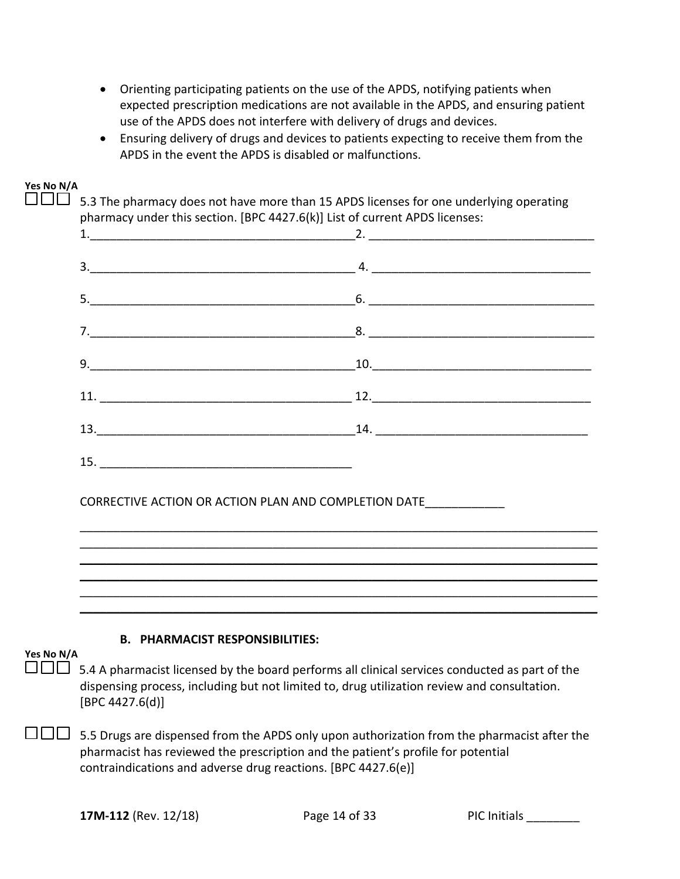- Orienting participating patients on the use of the APDS, notifying patients when expected prescription medications are not available in the APDS, and ensuring patient use of the APDS does not interfere with delivery of drugs and devices.
- Ensuring delivery of drugs and devices to patients expecting to receive them from the APDS in the event the APDS is disabled or malfunctions.

**Yes No N/A**

☐☐☐ 5.3 The pharmacy does not have more than 15 APDS licenses for one underlying operating pharmacy under this section. [BPC 4427.6(k)] List of current APDS licenses:

1.________________________________________ 2. __________________________________

3.________________________________________ 4. __________________________________

5.________________________________________ 6. __________________________________

7.________________________________________ 8. __________________________________

9.________________________________________ 10.__________________________________

11. _______________________________________ 12.__________________________________

13.________________________________________ 14. _________________________________

15. _______________________________________

CORRECTIVE ACTION OR ACTION PLAN AND COMPLETION DATE____________

_______________________________________________________________________________

_______________________________________________________________________________

_______________________________________________________________________________

_______________________________________________________________________________

_______________________________________________________________________________

_______________________________________________________________________________

### B. PHARMACIST RESPONSIBILITIES:

**Yes No N/A**

☐☐☐ 5.4 A pharmacist licensed by the board performs all clinical services conducted as part of the dispensing process, including but not limited to, drug utilization review and consultation. [BPC 4427.6(d)]

☐☐☐ 5.5 Drugs are dispensed from the APDS only upon authorization from the pharmacist after the pharmacist has reviewed the prescription and the patient's profile for potential contraindications and adverse drug reactions. [BPC 4427.6(e)]

**17M-112** (Rev. 12/18) PIC Initials ________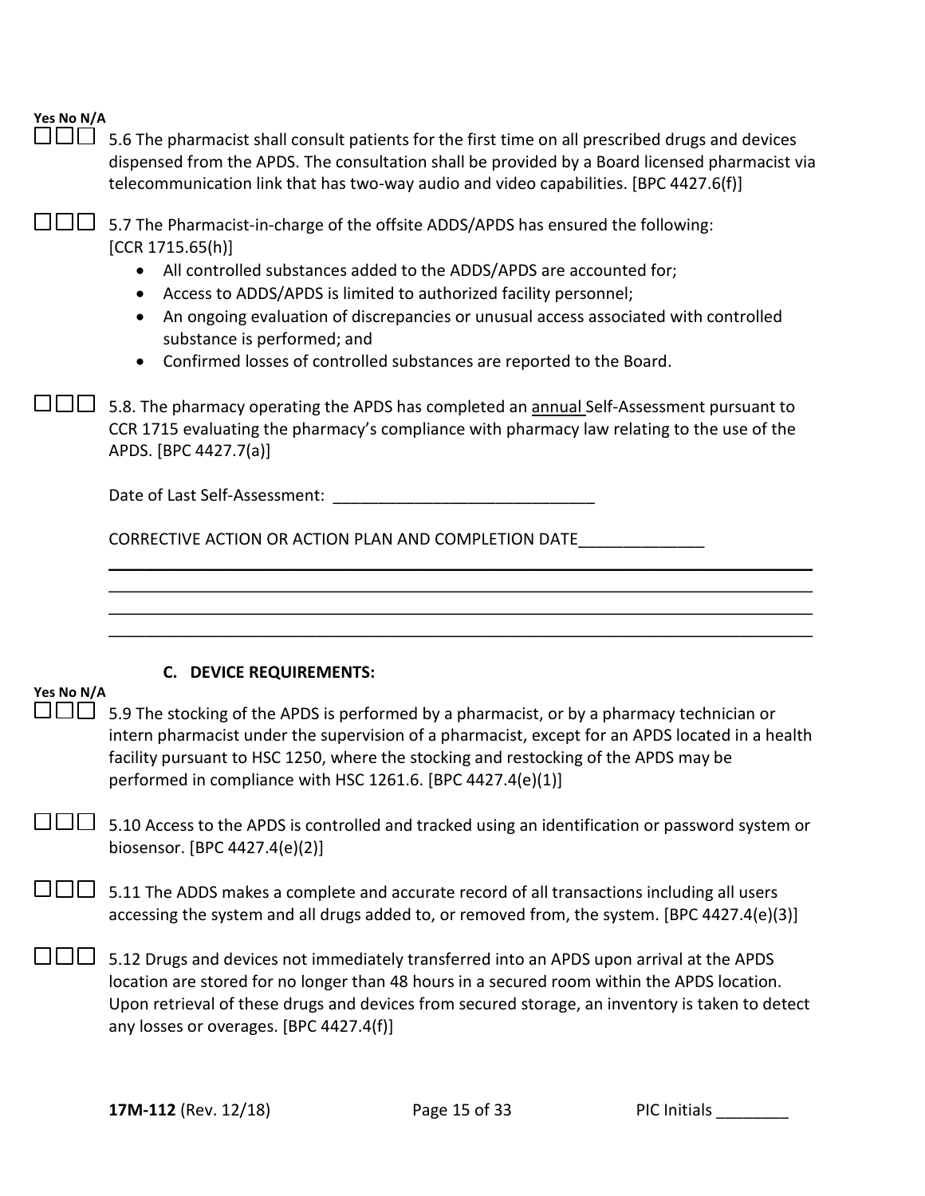Yes No N/A

☐☐☐ 5.6 The pharmacist shall consult patients for the first time on all prescribed drugs and devices dispensed from the APDS. The consultation shall be provided by a Board licensed pharmacist via telecommunication link that has two-way audio and video capabilities. [BPC 4427.6(f)]

☐☐☐ 5.7 The Pharmacist-in-charge of the offsite ADDS/APDS has ensured the following: [CCR 1715.65(h)]

- All controlled substances added to the ADDS/APDS are accounted for;
- Access to ADDS/APDS is limited to authorized facility personnel;
- An ongoing evaluation of discrepancies or unusual access associated with controlled substance is performed; and
- Confirmed losses of controlled substances are reported to the Board.

☐☐☐ 5.8. The pharmacy operating the APDS has completed an annual Self-Assessment pursuant to CCR 1715 evaluating the pharmacy's compliance with pharmacy law relating to the use of the APDS. [BPC 4427.7(a)]

Date of Last Self-Assessment: ____________________________

CORRECTIVE ACTION OR ACTION PLAN AND COMPLETION DATE_____________

________________________________________________________________________________
________________________________________________________________________________
________________________________________________________________________________
________________________________________________________________________________

### C. DEVICE REQUIREMENTS:

Yes No N/A

☐☐☐ 5.9 The stocking of the APDS is performed by a pharmacist, or by a pharmacy technician or intern pharmacist under the supervision of a pharmacist, except for an APDS located in a health facility pursuant to HSC 1250, where the stocking and restocking of the APDS may be performed in compliance with HSC 1261.6. [BPC 4427.4(e)(1)]

☐☐☐ 5.10 Access to the APDS is controlled and tracked using an identification or password system or biosensor. [BPC 4427.4(e)(2)]

☐☐☐ 5.11 The ADDS makes a complete and accurate record of all transactions including all users accessing the system and all drugs added to, or removed from, the system. [BPC 4427.4(e)(3)]

☐☐☐ 5.12 Drugs and devices not immediately transferred into an APDS upon arrival at the APDS location are stored for no longer than 48 hours in a secured room within the APDS location. Upon retrieval of these drugs and devices from secured storage, an inventory is taken to detect any losses or overages. [BPC 4427.4(f)]

17M-112 (Rev. 12/18) PIC Initials ________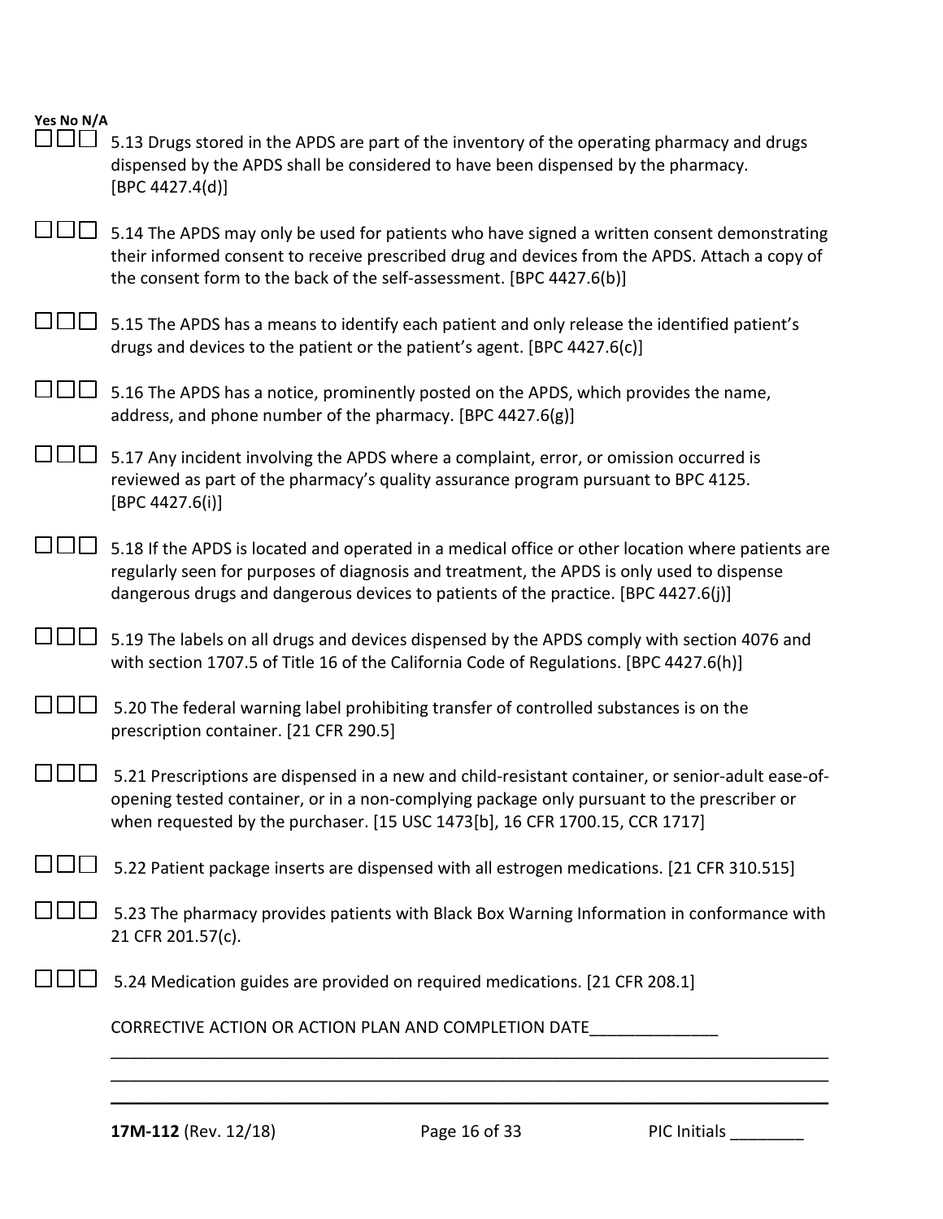**Yes No N/A**

☐☐☐ 5.13 Drugs stored in the APDS are part of the inventory of the operating pharmacy and drugs dispensed by the APDS shall be considered to have been dispensed by the pharmacy. [BPC 4427.4(d)]

☐☐☐ 5.14 The APDS may only be used for patients who have signed a written consent demonstrating their informed consent to receive prescribed drug and devices from the APDS. Attach a copy of the consent form to the back of the self-assessment. [BPC 4427.6(b)]

☐☐☐ 5.15 The APDS has a means to identify each patient and only release the identified patient's drugs and devices to the patient or the patient's agent. [BPC 4427.6(c)]

☐☐☐ 5.16 The APDS has a notice, prominently posted on the APDS, which provides the name, address, and phone number of the pharmacy. [BPC 4427.6(g)]

☐☐☐ 5.17 Any incident involving the APDS where a complaint, error, or omission occurred is reviewed as part of the pharmacy's quality assurance program pursuant to BPC 4125. [BPC 4427.6(i)]

☐☐☐ 5.18 If the APDS is located and operated in a medical office or other location where patients are regularly seen for purposes of diagnosis and treatment, the APDS is only used to dispense dangerous drugs and dangerous devices to patients of the practice. [BPC 4427.6(j)]

☐☐☐ 5.19 The labels on all drugs and devices dispensed by the APDS comply with section 4076 and with section 1707.5 of Title 16 of the California Code of Regulations. [BPC 4427.6(h)]

☐☐☐ 5.20 The federal warning label prohibiting transfer of controlled substances is on the prescription container. [21 CFR 290.5]

☐☐☐ 5.21 Prescriptions are dispensed in a new and child-resistant container, or senior-adult ease-of-opening tested container, or in a non-complying package only pursuant to the prescriber or when requested by the purchaser. [15 USC 1473[b], 16 CFR 1700.15, CCR 1717]

☐☐☐ 5.22 Patient package inserts are dispensed with all estrogen medications. [21 CFR 310.515]

☐☐☐ 5.23 The pharmacy provides patients with Black Box Warning Information in conformance with 21 CFR 201.57(c).

☐☐☐ 5.24 Medication guides are provided on required medications. [21 CFR 208.1]

CORRECTIVE ACTION OR ACTION PLAN AND COMPLETION DATE______________

_______________________________________________________________________________

_______________________________________________________________________________

_______________________________________________________________________________

**17M-112** (Rev. 12/18) PIC Initials ________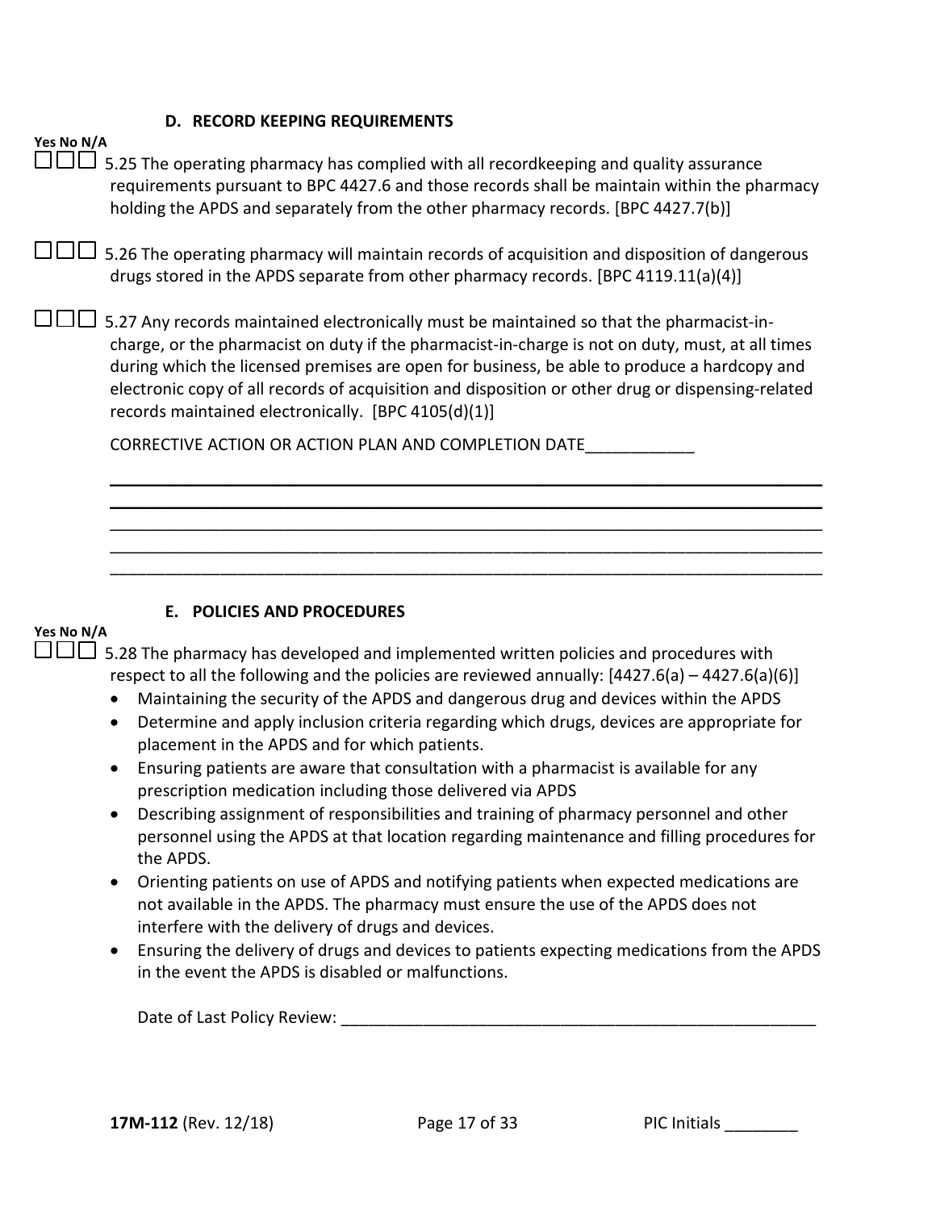### D. RECORD KEEPING REQUIREMENTS

**Yes No N/A**

☐☐☐ 5.25 The operating pharmacy has complied with all recordkeeping and quality assurance requirements pursuant to BPC 4427.6 and those records shall be maintain within the pharmacy holding the APDS and separately from the other pharmacy records. [BPC 4427.7(b)]

☐☐☐ 5.26 The operating pharmacy will maintain records of acquisition and disposition of dangerous drugs stored in the APDS separate from other pharmacy records. [BPC 4119.11(a)(4)]

☐☐☐ 5.27 Any records maintained electronically must be maintained so that the pharmacist-in-charge, or the pharmacist on duty if the pharmacist-in-charge is not on duty, must, at all times during which the licensed premises are open for business, be able to produce a hardcopy and electronic copy of all records of acquisition and disposition or other drug or dispensing-related records maintained electronically. [BPC 4105(d)(1)]

CORRECTIVE ACTION OR ACTION PLAN AND COMPLETION DATE____________

________________________________________________________________________________

________________________________________________________________________________

________________________________________________________________________________

________________________________________________________________________________

________________________________________________________________________________

### E. POLICIES AND PROCEDURES

**Yes No N/A**

☐☐☐ 5.28 The pharmacy has developed and implemented written policies and procedures with respect to all the following and the policies are reviewed annually: [4427.6(a) – 4427.6(a)(6)]

- Maintaining the security of the APDS and dangerous drug and devices within the APDS
- Determine and apply inclusion criteria regarding which drugs, devices are appropriate for placement in the APDS and for which patients.
- Ensuring patients are aware that consultation with a pharmacist is available for any prescription medication including those delivered via APDS
- Describing assignment of responsibilities and training of pharmacy personnel and other personnel using the APDS at that location regarding maintenance and filling procedures for the APDS.
- Orienting patients on use of APDS and notifying patients when expected medications are not available in the APDS. The pharmacy must ensure the use of the APDS does not interfere with the delivery of drugs and devices.
- Ensuring the delivery of drugs and devices to patients expecting medications from the APDS in the event the APDS is disabled or malfunctions.

Date of Last Policy Review: ______________________________________________________

**17M-112** (Rev. 12/18) PIC Initials ________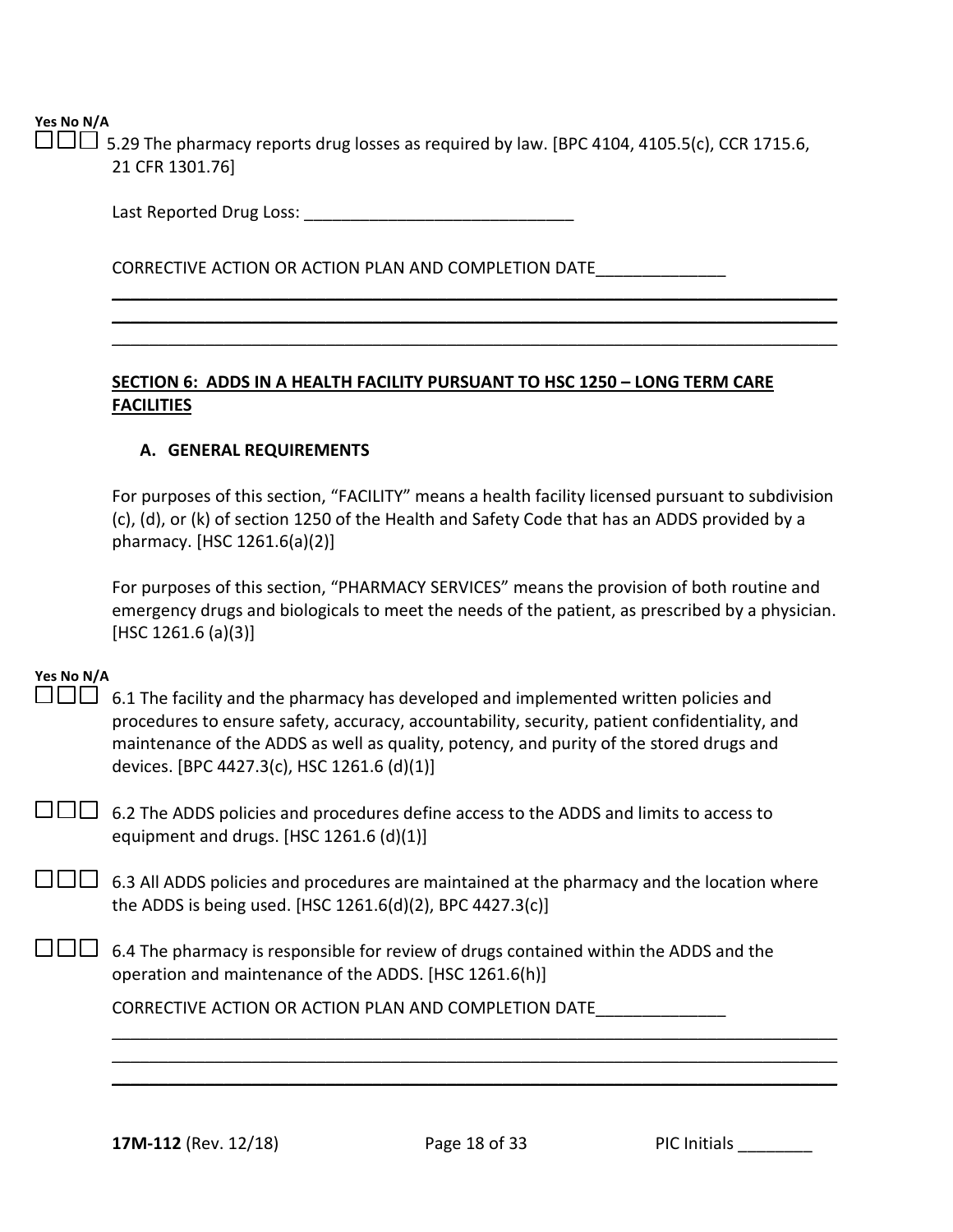**Yes No N/A**

☐☐☐ 5.29 The pharmacy reports drug losses as required by law. [BPC 4104, 4105.5(c), CCR 1715.6, 21 CFR 1301.76]

Last Reported Drug Loss: ______________________________

CORRECTIVE ACTION OR ACTION PLAN AND COMPLETION DATE______________

________________________________________________________________________________
________________________________________________________________________________
________________________________________________________________________________

## SECTION 6: ADDS IN A HEALTH FACILITY PURSUANT TO HSC 1250 – LONG TERM CARE FACILITIES

### A. GENERAL REQUIREMENTS

For purposes of this section, "FACILITY" means a health facility licensed pursuant to subdivision (c), (d), or (k) of section 1250 of the Health and Safety Code that has an ADDS provided by a pharmacy. [HSC 1261.6(a)(2)]

For purposes of this section, "PHARMACY SERVICES" means the provision of both routine and emergency drugs and biologicals to meet the needs of the patient, as prescribed by a physician. [HSC 1261.6 (a)(3)]

**Yes No N/A**

☐☐☐ 6.1 The facility and the pharmacy has developed and implemented written policies and procedures to ensure safety, accuracy, accountability, security, patient confidentiality, and maintenance of the ADDS as well as quality, potency, and purity of the stored drugs and devices. [BPC 4427.3(c), HSC 1261.6 (d)(1)]

☐☐☐ 6.2 The ADDS policies and procedures define access to the ADDS and limits to access to equipment and drugs. [HSC 1261.6 (d)(1)]

☐☐☐ 6.3 All ADDS policies and procedures are maintained at the pharmacy and the location where the ADDS is being used. [HSC 1261.6(d)(2), BPC 4427.3(c)]

☐☐☐ 6.4 The pharmacy is responsible for review of drugs contained within the ADDS and the operation and maintenance of the ADDS. [HSC 1261.6(h)]

CORRECTIVE ACTION OR ACTION PLAN AND COMPLETION DATE______________

________________________________________________________________________________
________________________________________________________________________________
________________________________________________________________________________

**17M-112** (Rev. 12/18) PIC Initials ________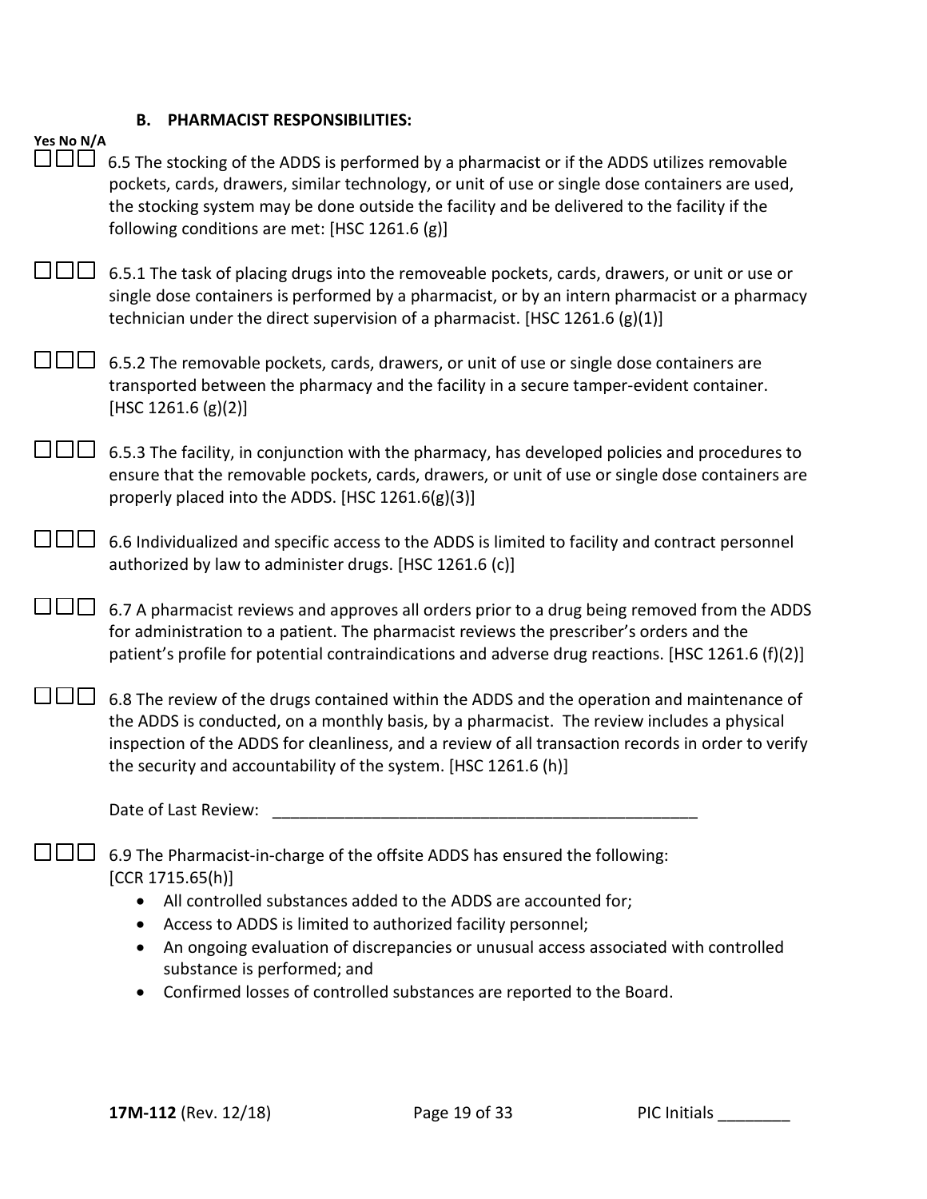### B. PHARMACIST RESPONSIBILITIES:

**Yes No N/A**

☐☐☐ 6.5 The stocking of the ADDS is performed by a pharmacist or if the ADDS utilizes removable pockets, cards, drawers, similar technology, or unit of use or single dose containers are used, the stocking system may be done outside the facility and be delivered to the facility if the following conditions are met: [HSC 1261.6 (g)]

☐☐☐ 6.5.1 The task of placing drugs into the removeable pockets, cards, drawers, or unit or use or single dose containers is performed by a pharmacist, or by an intern pharmacist or a pharmacy technician under the direct supervision of a pharmacist. [HSC 1261.6 (g)(1)]

☐☐☐ 6.5.2 The removable pockets, cards, drawers, or unit of use or single dose containers are transported between the pharmacy and the facility in a secure tamper-evident container. [HSC 1261.6 (g)(2)]

☐☐☐ 6.5.3 The facility, in conjunction with the pharmacy, has developed policies and procedures to ensure that the removable pockets, cards, drawers, or unit of use or single dose containers are properly placed into the ADDS. [HSC 1261.6(g)(3)]

☐☐☐ 6.6 Individualized and specific access to the ADDS is limited to facility and contract personnel authorized by law to administer drugs. [HSC 1261.6 (c)]

☐☐☐ 6.7 A pharmacist reviews and approves all orders prior to a drug being removed from the ADDS for administration to a patient. The pharmacist reviews the prescriber's orders and the patient's profile for potential contraindications and adverse drug reactions. [HSC 1261.6 (f)(2)]

☐☐☐ 6.8 The review of the drugs contained within the ADDS and the operation and maintenance of the ADDS is conducted, on a monthly basis, by a pharmacist. The review includes a physical inspection of the ADDS for cleanliness, and a review of all transaction records in order to verify the security and accountability of the system. [HSC 1261.6 (h)]

Date of Last Review: _______________________________________________

☐☐☐ 6.9 The Pharmacist-in-charge of the offsite ADDS has ensured the following: [CCR 1715.65(h)]

- All controlled substances added to the ADDS are accounted for;
- Access to ADDS is limited to authorized facility personnel;
- An ongoing evaluation of discrepancies or unusual access associated with controlled substance is performed; and
- Confirmed losses of controlled substances are reported to the Board.

**17M-112** (Rev. 12/18) PIC Initials ________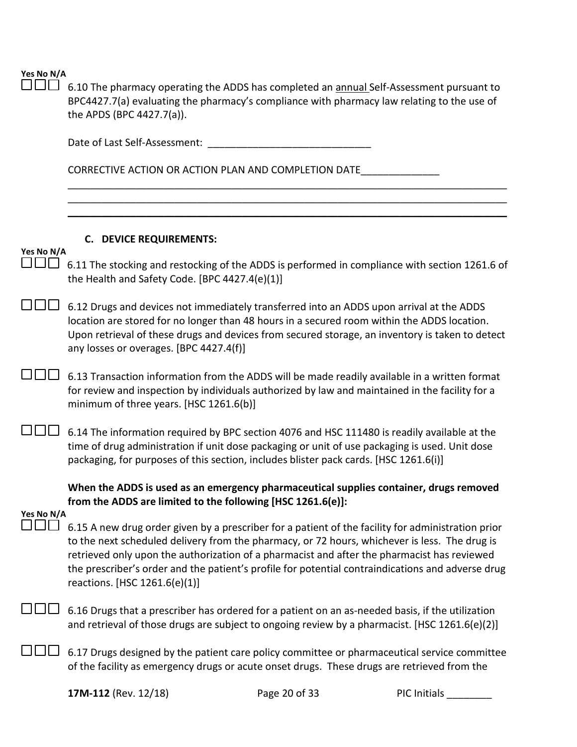**Yes No N/A**

☐☐☐ 6.10 The pharmacy operating the ADDS has completed an annual Self-Assessment pursuant to BPC4427.7(a) evaluating the pharmacy's compliance with pharmacy law relating to the use of the APDS (BPC 4427.7(a)).

Date of Last Self-Assessment: ____________________________

CORRECTIVE ACTION OR ACTION PLAN AND COMPLETION DATE______________

_______________________________________________________________________________

_______________________________________________________________________________

_______________________________________________________________________________

### C. DEVICE REQUIREMENTS:

**Yes No N/A**

☐☐☐ 6.11 The stocking and restocking of the ADDS is performed in compliance with section 1261.6 of the Health and Safety Code. [BPC 4427.4(e)(1)]

☐☐☐ 6.12 Drugs and devices not immediately transferred into an ADDS upon arrival at the ADDS location are stored for no longer than 48 hours in a secured room within the ADDS location. Upon retrieval of these drugs and devices from secured storage, an inventory is taken to detect any losses or overages. [BPC 4427.4(f)]

☐☐☐ 6.13 Transaction information from the ADDS will be made readily available in a written format for review and inspection by individuals authorized by law and maintained in the facility for a minimum of three years. [HSC 1261.6(b)]

☐☐☐ 6.14 The information required by BPC section 4076 and HSC 111480 is readily available at the time of drug administration if unit dose packaging or unit of use packaging is used. Unit dose packaging, for purposes of this section, includes blister pack cards. [HSC 1261.6(i)]

**When the ADDS is used as an emergency pharmaceutical supplies container, drugs removed from the ADDS are limited to the following [HSC 1261.6(e)]:**

**Yes No N/A**

☐☐☐ 6.15 A new drug order given by a prescriber for a patient of the facility for administration prior to the next scheduled delivery from the pharmacy, or 72 hours, whichever is less. The drug is retrieved only upon the authorization of a pharmacist and after the pharmacist has reviewed the prescriber's order and the patient's profile for potential contraindications and adverse drug reactions. [HSC 1261.6(e)(1)]

☐☐☐ 6.16 Drugs that a prescriber has ordered for a patient on an as-needed basis, if the utilization and retrieval of those drugs are subject to ongoing review by a pharmacist. [HSC 1261.6(e)(2)]

☐☐☐ 6.17 Drugs designed by the patient care policy committee or pharmaceutical service committee of the facility as emergency drugs or acute onset drugs. These drugs are retrieved from the

**17M-112** (Rev. 12/18) PIC Initials ________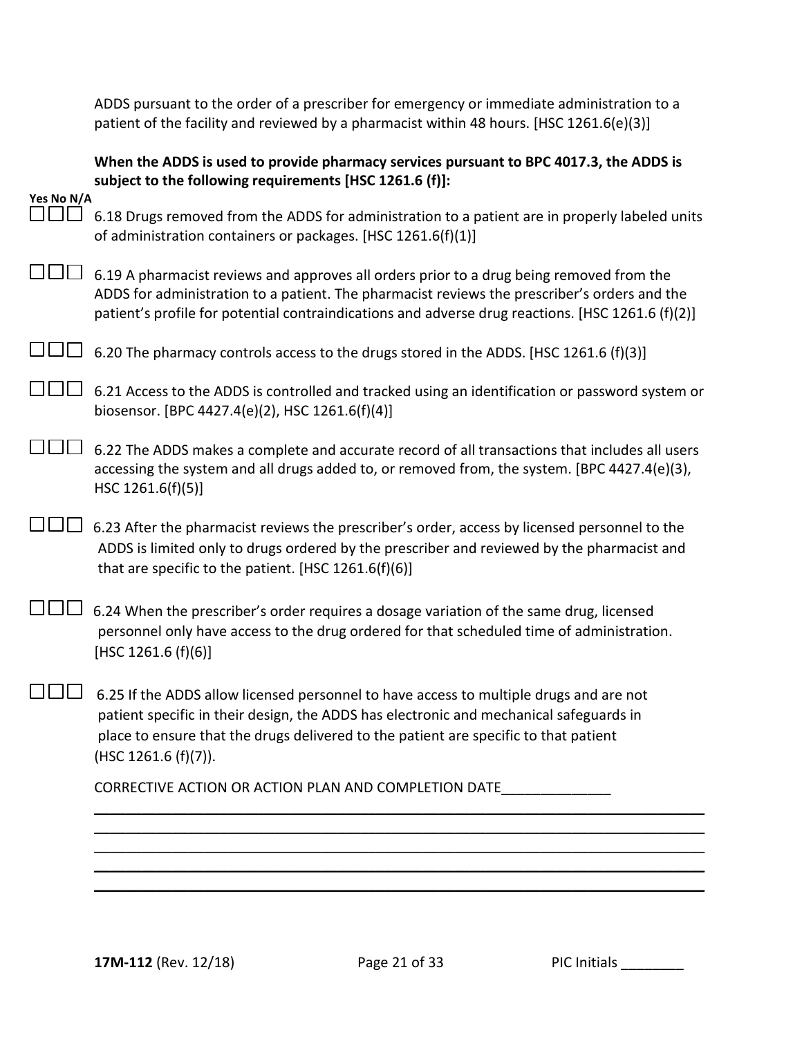ADDS pursuant to the order of a prescriber for emergency or immediate administration to a patient of the facility and reviewed by a pharmacist within 48 hours. [HSC 1261.6(e)(3)]

**When the ADDS is used to provide pharmacy services pursuant to BPC 4017.3, the ADDS is subject to the following requirements [HSC 1261.6 (f)]:**

**Yes No N/A**

☐☐☐ 6.18 Drugs removed from the ADDS for administration to a patient are in properly labeled units of administration containers or packages. [HSC 1261.6(f)(1)]

☐☐☐ 6.19 A pharmacist reviews and approves all orders prior to a drug being removed from the ADDS for administration to a patient. The pharmacist reviews the prescriber's orders and the patient's profile for potential contraindications and adverse drug reactions. [HSC 1261.6 (f)(2)]

☐☐☐ 6.20 The pharmacy controls access to the drugs stored in the ADDS. [HSC 1261.6 (f)(3)]

☐☐☐ 6.21 Access to the ADDS is controlled and tracked using an identification or password system or biosensor. [BPC 4427.4(e)(2), HSC 1261.6(f)(4)]

☐☐☐ 6.22 The ADDS makes a complete and accurate record of all transactions that includes all users accessing the system and all drugs added to, or removed from, the system. [BPC 4427.4(e)(3), HSC 1261.6(f)(5)]

☐☐☐ 6.23 After the pharmacist reviews the prescriber's order, access by licensed personnel to the ADDS is limited only to drugs ordered by the prescriber and reviewed by the pharmacist and that are specific to the patient. [HSC 1261.6(f)(6)]

☐☐☐ 6.24 When the prescriber's order requires a dosage variation of the same drug, licensed personnel only have access to the drug ordered for that scheduled time of administration. [HSC 1261.6 (f)(6)]

☐☐☐ 6.25 If the ADDS allow licensed personnel to have access to multiple drugs and are not patient specific in their design, the ADDS has electronic and mechanical safeguards in place to ensure that the drugs delivered to the patient are specific to that patient (HSC 1261.6 (f)(7)).

CORRECTIVE ACTION OR ACTION PLAN AND COMPLETION DATE______________

______________________________________________________________________________
______________________________________________________________________________
______________________________________________________________________________
______________________________________________________________________________
______________________________________________________________________________

**17M-112** (Rev. 12/18) PIC Initials ________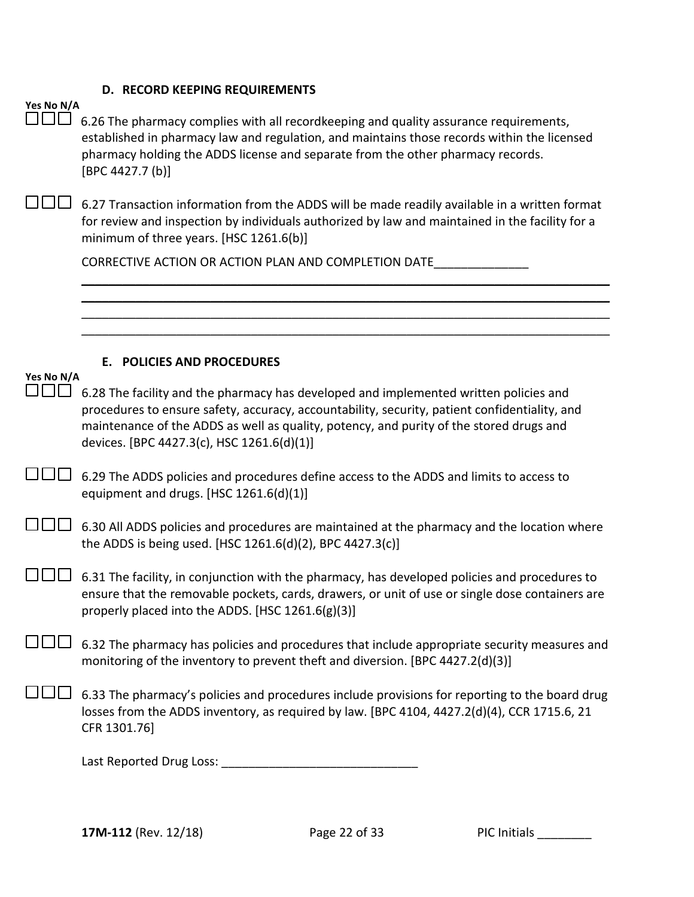### D. RECORD KEEPING REQUIREMENTS

Yes No N/A

☐☐☐ 6.26 The pharmacy complies with all recordkeeping and quality assurance requirements, established in pharmacy law and regulation, and maintains those records within the licensed pharmacy holding the ADDS license and separate from the other pharmacy records. [BPC 4427.7 (b)]

☐☐☐ 6.27 Transaction information from the ADDS will be made readily available in a written format for review and inspection by individuals authorized by law and maintained in the facility for a minimum of three years. [HSC 1261.6(b)]

CORRECTIVE ACTION OR ACTION PLAN AND COMPLETION DATE______________

________________________________________________________________________________
________________________________________________________________________________
________________________________________________________________________________
________________________________________________________________________________

### E. POLICIES AND PROCEDURES

Yes No N/A

☐☐☐ 6.28 The facility and the pharmacy has developed and implemented written policies and procedures to ensure safety, accuracy, accountability, security, patient confidentiality, and maintenance of the ADDS as well as quality, potency, and purity of the stored drugs and devices. [BPC 4427.3(c), HSC 1261.6(d)(1)]

☐☐☐ 6.29 The ADDS policies and procedures define access to the ADDS and limits to access to equipment and drugs. [HSC 1261.6(d)(1)]

☐☐☐ 6.30 All ADDS policies and procedures are maintained at the pharmacy and the location where the ADDS is being used. [HSC 1261.6(d)(2), BPC 4427.3(c)]

☐☐☐ 6.31 The facility, in conjunction with the pharmacy, has developed policies and procedures to ensure that the removable pockets, cards, drawers, or unit of use or single dose containers are properly placed into the ADDS. [HSC 1261.6(g)(3)]

☐☐☐ 6.32 The pharmacy has policies and procedures that include appropriate security measures and monitoring of the inventory to prevent theft and diversion. [BPC 4427.2(d)(3)]

☐☐☐ 6.33 The pharmacy's policies and procedures include provisions for reporting to the board drug losses from the ADDS inventory, as required by law. [BPC 4104, 4427.2(d)(4), CCR 1715.6, 21 CFR 1301.76]

Last Reported Drug Loss: ______________________________

17M-112 (Rev. 12/18) PIC Initials ________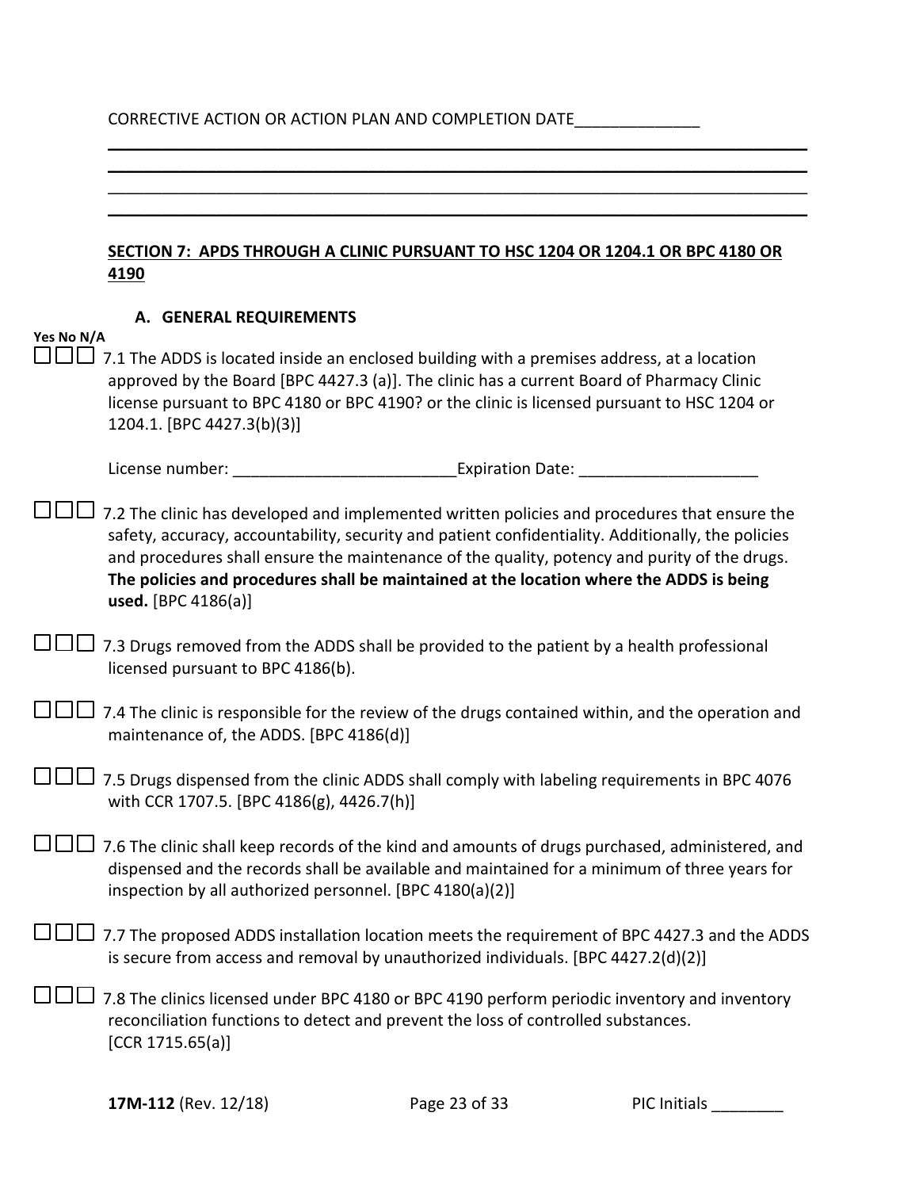CORRECTIVE ACTION OR ACTION PLAN AND COMPLETION DATE______________

________________________________________________________________________________

________________________________________________________________________________

________________________________________________________________________________

________________________________________________________________________________

## SECTION 7: APDS THROUGH A CLINIC PURSUANT TO HSC 1204 OR 1204.1 OR BPC 4180 OR 4190

### A. GENERAL REQUIREMENTS

**Yes No N/A**

☐☐☐ 7.1 The ADDS is located inside an enclosed building with a premises address, at a location approved by the Board [BPC 4427.3 (a)]. The clinic has a current Board of Pharmacy Clinic license pursuant to BPC 4180 or BPC 4190? or the clinic is licensed pursuant to HSC 1204 or 1204.1. [BPC 4427.3(b)(3)]

License number: _________________________Expiration Date: ____________________

☐☐☐ 7.2 The clinic has developed and implemented written policies and procedures that ensure the safety, accuracy, accountability, security and patient confidentiality. Additionally, the policies and procedures shall ensure the maintenance of the quality, potency and purity of the drugs. **The policies and procedures shall be maintained at the location where the ADDS is being used.** [BPC 4186(a)]

☐☐☐ 7.3 Drugs removed from the ADDS shall be provided to the patient by a health professional licensed pursuant to BPC 4186(b).

☐☐☐ 7.4 The clinic is responsible for the review of the drugs contained within, and the operation and maintenance of, the ADDS. [BPC 4186(d)]

☐☐☐ 7.5 Drugs dispensed from the clinic ADDS shall comply with labeling requirements in BPC 4076 with CCR 1707.5. [BPC 4186(g), 4426.7(h)]

☐☐☐ 7.6 The clinic shall keep records of the kind and amounts of drugs purchased, administered, and dispensed and the records shall be available and maintained for a minimum of three years for inspection by all authorized personnel. [BPC 4180(a)(2)]

☐☐☐ 7.7 The proposed ADDS installation location meets the requirement of BPC 4427.3 and the ADDS is secure from access and removal by unauthorized individuals. [BPC 4427.2(d)(2)]

☐☐☐ 7.8 The clinics licensed under BPC 4180 or BPC 4190 perform periodic inventory and inventory reconciliation functions to detect and prevent the loss of controlled substances. [CCR 1715.65(a)]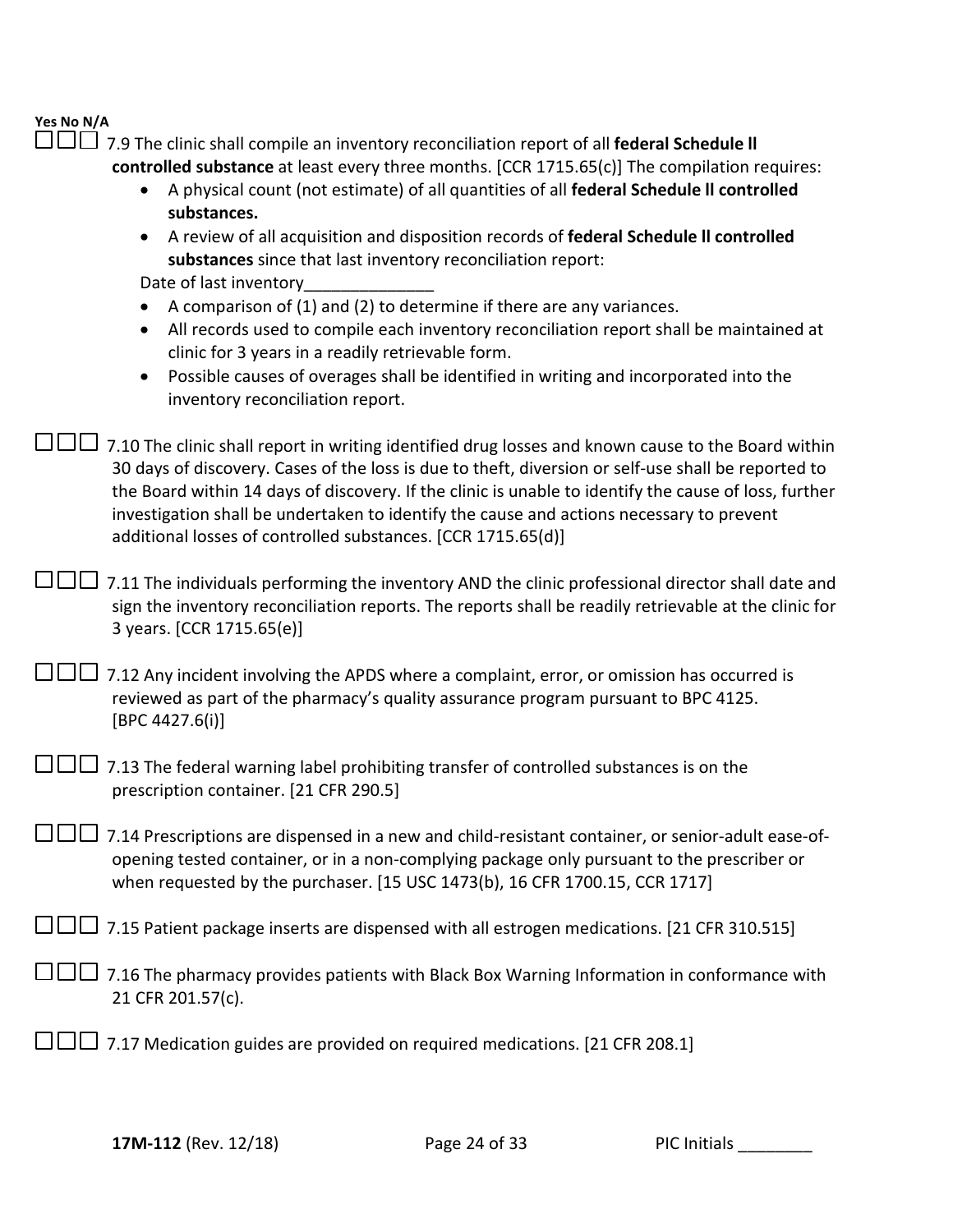**Yes No N/A**

☐☐☐ 7.9 The clinic shall compile an inventory reconciliation report of all **federal Schedule ll controlled substance** at least every three months. [CCR 1715.65(c)] The compilation requires:

- A physical count (not estimate) of all quantities of all **federal Schedule ll controlled substances.**
- A review of all acquisition and disposition records of **federal Schedule ll controlled substances** since that last inventory reconciliation report:

Date of last inventory______________

- A comparison of (1) and (2) to determine if there are any variances.
- All records used to compile each inventory reconciliation report shall be maintained at clinic for 3 years in a readily retrievable form.
- Possible causes of overages shall be identified in writing and incorporated into the inventory reconciliation report.

☐☐☐ 7.10 The clinic shall report in writing identified drug losses and known cause to the Board within 30 days of discovery. Cases of the loss is due to theft, diversion or self-use shall be reported to the Board within 14 days of discovery. If the clinic is unable to identify the cause of loss, further investigation shall be undertaken to identify the cause and actions necessary to prevent additional losses of controlled substances. [CCR 1715.65(d)]

☐☐☐ 7.11 The individuals performing the inventory AND the clinic professional director shall date and sign the inventory reconciliation reports. The reports shall be readily retrievable at the clinic for 3 years. [CCR 1715.65(e)]

☐☐☐ 7.12 Any incident involving the APDS where a complaint, error, or omission has occurred is reviewed as part of the pharmacy's quality assurance program pursuant to BPC 4125. [BPC 4427.6(i)]

☐☐☐ 7.13 The federal warning label prohibiting transfer of controlled substances is on the prescription container. [21 CFR 290.5]

☐☐☐ 7.14 Prescriptions are dispensed in a new and child-resistant container, or senior-adult ease-of-opening tested container, or in a non-complying package only pursuant to the prescriber or when requested by the purchaser. [15 USC 1473(b), 16 CFR 1700.15, CCR 1717]

☐☐☐ 7.15 Patient package inserts are dispensed with all estrogen medications. [21 CFR 310.515]

☐☐☐ 7.16 The pharmacy provides patients with Black Box Warning Information in conformance with 21 CFR 201.57(c).

☐☐☐ 7.17 Medication guides are provided on required medications. [21 CFR 208.1]

**17M-112** (Rev. 12/18) PIC Initials ________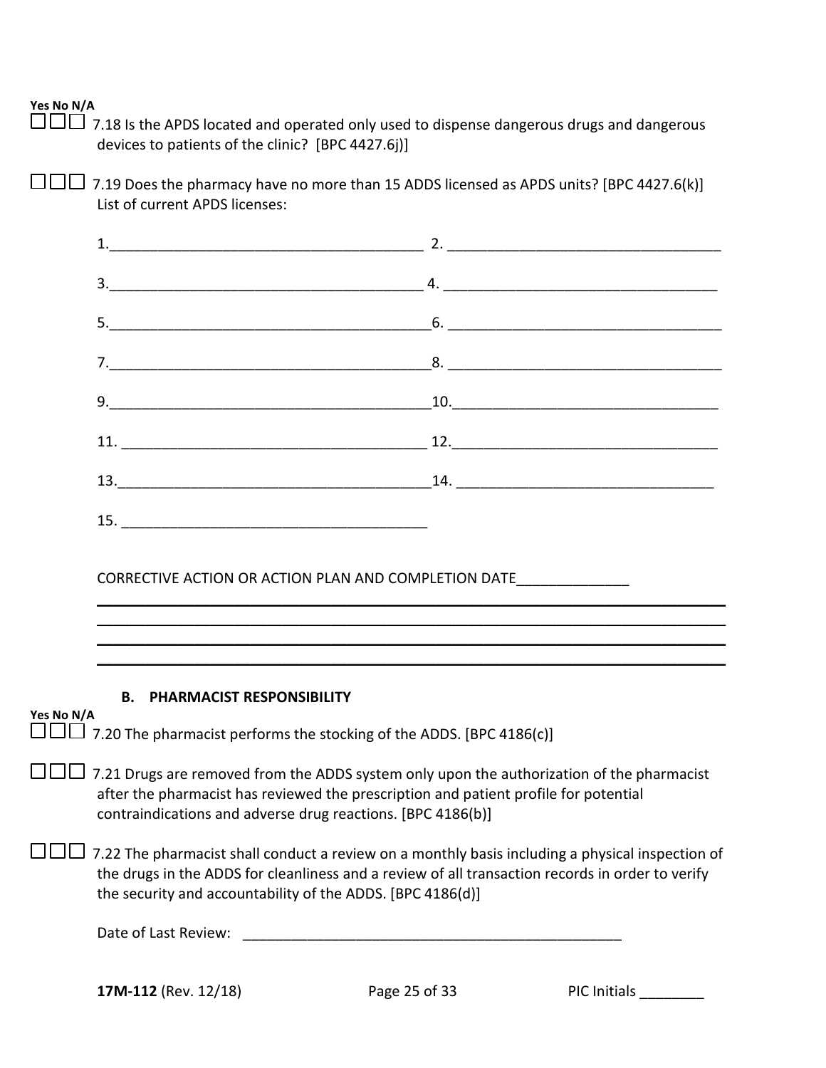Yes No N/A

☐☐☐ 7.18 Is the APDS located and operated only used to dispense dangerous drugs and dangerous devices to patients of the clinic? [BPC 4427.6j)]

☐☐☐ 7.19 Does the pharmacy have no more than 15 ADDS licensed as APDS units? [BPC 4427.6(k)]

List of current APDS licenses:

1.______________________________________ 2. ______________________________________

3.______________________________________ 4. ______________________________________

5.______________________________________ 6. ______________________________________

7.______________________________________ 8. ______________________________________

9.______________________________________ 10.______________________________________

11. ______________________________________ 12.______________________________________

13.______________________________________ 14. ______________________________________

15. ______________________________________

CORRECTIVE ACTION OR ACTION PLAN AND COMPLETION DATE______________

________________________________________________________________________________

________________________________________________________________________________

________________________________________________________________________________

________________________________________________________________________________

### B. PHARMACIST RESPONSIBILITY

Yes No N/A

☐☐☐ 7.20 The pharmacist performs the stocking of the ADDS. [BPC 4186(c)]

☐☐☐ 7.21 Drugs are removed from the ADDS system only upon the authorization of the pharmacist after the pharmacist has reviewed the prescription and patient profile for potential contraindications and adverse drug reactions. [BPC 4186(b)]

☐☐☐ 7.22 The pharmacist shall conduct a review on a monthly basis including a physical inspection of the drugs in the ADDS for cleanliness and a review of all transaction records in order to verify the security and accountability of the ADDS. [BPC 4186(d)]

Date of Last Review: ________________________________________________

**17M-112** (Rev. 12/18) PIC Initials ________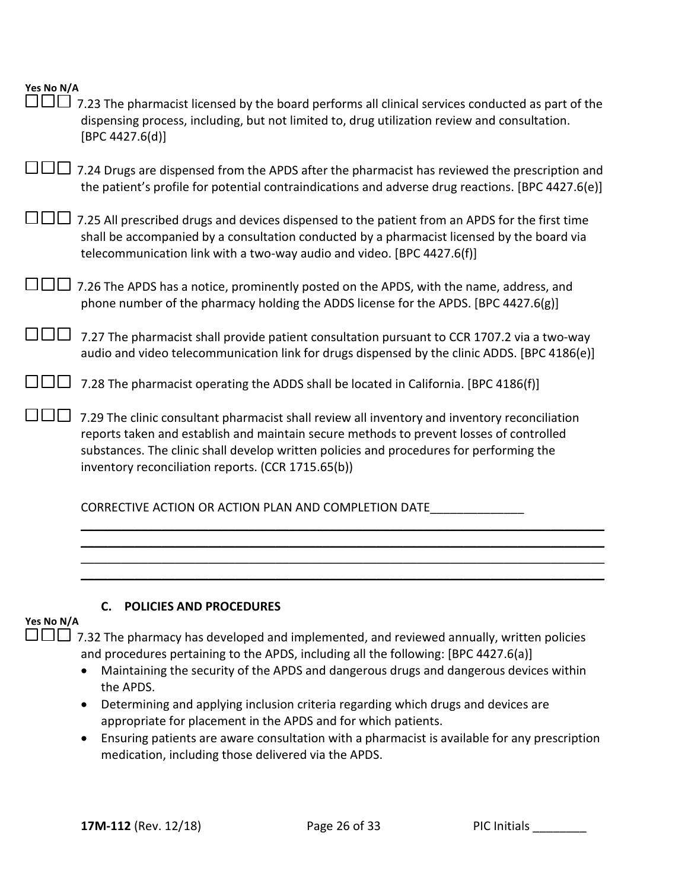Yes No N/A

☐☐☐ 7.23 The pharmacist licensed by the board performs all clinical services conducted as part of the dispensing process, including, but not limited to, drug utilization review and consultation. [BPC 4427.6(d)]

☐☐☐ 7.24 Drugs are dispensed from the APDS after the pharmacist has reviewed the prescription and the patient's profile for potential contraindications and adverse drug reactions. [BPC 4427.6(e)]

☐☐☐ 7.25 All prescribed drugs and devices dispensed to the patient from an APDS for the first time shall be accompanied by a consultation conducted by a pharmacist licensed by the board via telecommunication link with a two-way audio and video. [BPC 4427.6(f)]

☐☐☐ 7.26 The APDS has a notice, prominently posted on the APDS, with the name, address, and phone number of the pharmacy holding the ADDS license for the APDS. [BPC 4427.6(g)]

☐☐☐ 7.27 The pharmacist shall provide patient consultation pursuant to CCR 1707.2 via a two-way audio and video telecommunication link for drugs dispensed by the clinic ADDS. [BPC 4186(e)]

☐☐☐ 7.28 The pharmacist operating the ADDS shall be located in California. [BPC 4186(f)]

☐☐☐ 7.29 The clinic consultant pharmacist shall review all inventory and inventory reconciliation reports taken and establish and maintain secure methods to prevent losses of controlled substances. The clinic shall develop written policies and procedures for performing the inventory reconciliation reports. (CCR 1715.65(b))

CORRECTIVE ACTION OR ACTION PLAN AND COMPLETION DATE______________

________________________________________________________________________________
________________________________________________________________________________
________________________________________________________________________________
________________________________________________________________________________

### C. POLICIES AND PROCEDURES

Yes No N/A

☐☐☐ 7.32 The pharmacy has developed and implemented, and reviewed annually, written policies and procedures pertaining to the APDS, including all the following: [BPC 4427.6(a)]

- Maintaining the security of the APDS and dangerous drugs and dangerous devices within the APDS.
- Determining and applying inclusion criteria regarding which drugs and devices are appropriate for placement in the APDS and for which patients.
- Ensuring patients are aware consultation with a pharmacist is available for any prescription medication, including those delivered via the APDS.

**17M-112** (Rev. 12/18) PIC Initials ________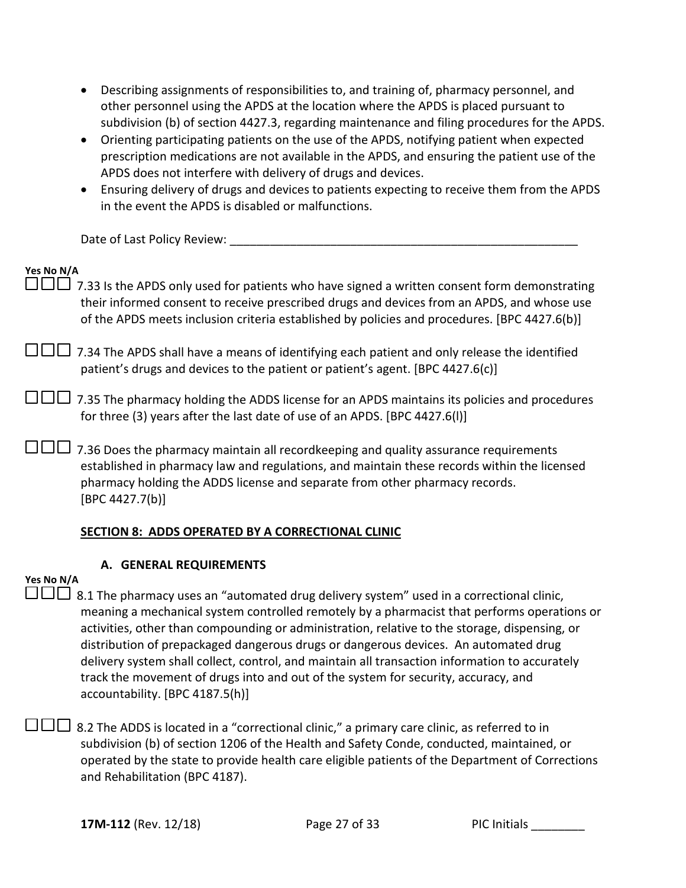- Describing assignments of responsibilities to, and training of, pharmacy personnel, and other personnel using the APDS at the location where the APDS is placed pursuant to subdivision (b) of section 4427.3, regarding maintenance and filing procedures for the APDS.
- Orienting participating patients on the use of the APDS, notifying patient when expected prescription medications are not available in the APDS, and ensuring the patient use of the APDS does not interfere with delivery of drugs and devices.
- Ensuring delivery of drugs and devices to patients expecting to receive them from the APDS in the event the APDS is disabled or malfunctions.

Date of Last Policy Review: ______________________________________________________

**Yes No N/A**

☐☐☐ 7.33 Is the APDS only used for patients who have signed a written consent form demonstrating their informed consent to receive prescribed drugs and devices from an APDS, and whose use of the APDS meets inclusion criteria established by policies and procedures. [BPC 4427.6(b)]

☐☐☐ 7.34 The APDS shall have a means of identifying each patient and only release the identified patient's drugs and devices to the patient or patient's agent. [BPC 4427.6(c)]

☐☐☐ 7.35 The pharmacy holding the ADDS license for an APDS maintains its policies and procedures for three (3) years after the last date of use of an APDS. [BPC 4427.6(l)]

☐☐☐ 7.36 Does the pharmacy maintain all recordkeeping and quality assurance requirements established in pharmacy law and regulations, and maintain these records within the licensed pharmacy holding the ADDS license and separate from other pharmacy records. [BPC 4427.7(b)]

## SECTION 8: ADDS OPERATED BY A CORRECTIONAL CLINIC

### A. GENERAL REQUIREMENTS

**Yes No N/A**

☐☐☐ 8.1 The pharmacy uses an "automated drug delivery system" used in a correctional clinic, meaning a mechanical system controlled remotely by a pharmacist that performs operations or activities, other than compounding or administration, relative to the storage, dispensing, or distribution of prepackaged dangerous drugs or dangerous devices. An automated drug delivery system shall collect, control, and maintain all transaction information to accurately track the movement of drugs into and out of the system for security, accuracy, and accountability. [BPC 4187.5(h)]

☐☐☐ 8.2 The ADDS is located in a "correctional clinic," a primary care clinic, as referred to in subdivision (b) of section 1206 of the Health and Safety Conde, conducted, maintained, or operated by the state to provide health care eligible patients of the Department of Corrections and Rehabilitation (BPC 4187).

PIC Initials ________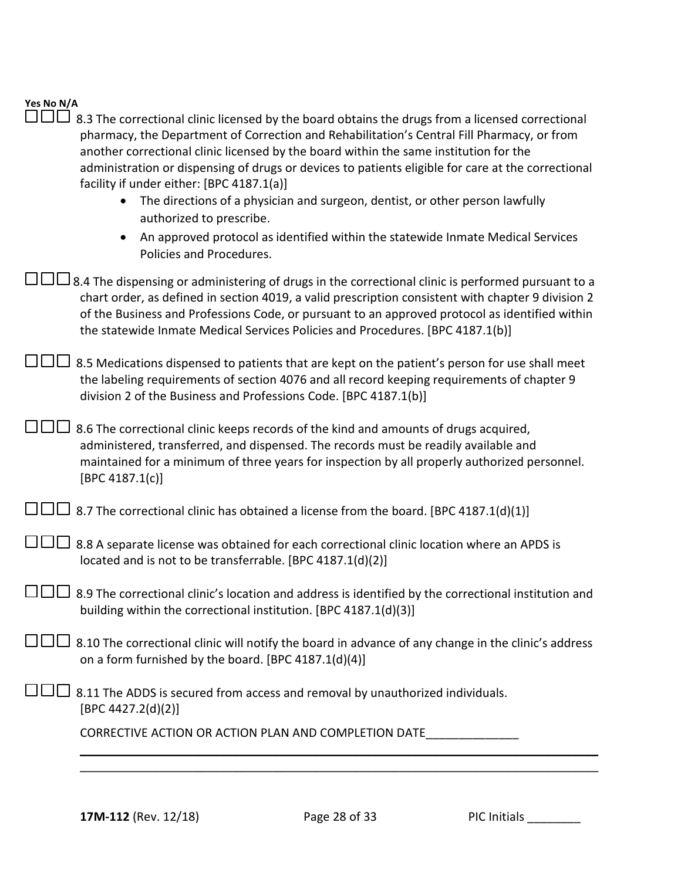**Yes No N/A**

☐☐☐ 8.3 The correctional clinic licensed by the board obtains the drugs from a licensed correctional pharmacy, the Department of Correction and Rehabilitation's Central Fill Pharmacy, or from another correctional clinic licensed by the board within the same institution for the administration or dispensing of drugs or devices to patients eligible for care at the correctional facility if under either: [BPC 4187.1(a)]

- The directions of a physician and surgeon, dentist, or other person lawfully authorized to prescribe.
- An approved protocol as identified within the statewide Inmate Medical Services Policies and Procedures.

☐☐☐ 8.4 The dispensing or administering of drugs in the correctional clinic is performed pursuant to a chart order, as defined in section 4019, a valid prescription consistent with chapter 9 division 2 of the Business and Professions Code, or pursuant to an approved protocol as identified within the statewide Inmate Medical Services Policies and Procedures. [BPC 4187.1(b)]

☐☐☐ 8.5 Medications dispensed to patients that are kept on the patient's person for use shall meet the labeling requirements of section 4076 and all record keeping requirements of chapter 9 division 2 of the Business and Professions Code. [BPC 4187.1(b)]

☐☐☐ 8.6 The correctional clinic keeps records of the kind and amounts of drugs acquired, administered, transferred, and dispensed. The records must be readily available and maintained for a minimum of three years for inspection by all properly authorized personnel. [BPC 4187.1(c)]

☐☐☐ 8.7 The correctional clinic has obtained a license from the board. [BPC 4187.1(d)(1)]

☐☐☐ 8.8 A separate license was obtained for each correctional clinic location where an APDS is located and is not to be transferrable. [BPC 4187.1(d)(2)]

☐☐☐ 8.9 The correctional clinic's location and address is identified by the correctional institution and building within the correctional institution. [BPC 4187.1(d)(3)]

☐☐☐ 8.10 The correctional clinic will notify the board in advance of any change in the clinic's address on a form furnished by the board. [BPC 4187.1(d)(4)]

☐☐☐ 8.11 The ADDS is secured from access and removal by unauthorized individuals. [BPC 4427.2(d)(2)]

CORRECTIVE ACTION OR ACTION PLAN AND COMPLETION DATE______________

___________________________________________________________________________

___________________________________________________________________________

**17M-112** (Rev. 12/18) PIC Initials ________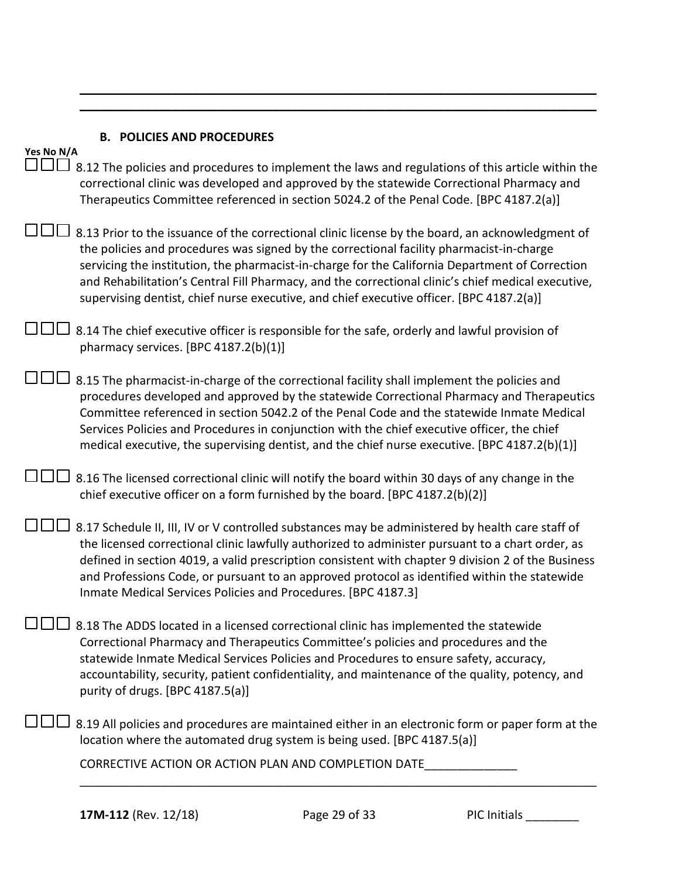___________________________________________________________________________
___________________________________________________________________________

### B. POLICIES AND PROCEDURES

**Yes No N/A**

☐☐☐ 8.12 The policies and procedures to implement the laws and regulations of this article within the correctional clinic was developed and approved by the statewide Correctional Pharmacy and Therapeutics Committee referenced in section 5024.2 of the Penal Code. [BPC 4187.2(a)]

☐☐☐ 8.13 Prior to the issuance of the correctional clinic license by the board, an acknowledgment of the policies and procedures was signed by the correctional facility pharmacist-in-charge servicing the institution, the pharmacist-in-charge for the California Department of Correction and Rehabilitation's Central Fill Pharmacy, and the correctional clinic's chief medical executive, supervising dentist, chief nurse executive, and chief executive officer. [BPC 4187.2(a)]

☐☐☐ 8.14 The chief executive officer is responsible for the safe, orderly and lawful provision of pharmacy services. [BPC 4187.2(b)(1)]

☐☐☐ 8.15 The pharmacist-in-charge of the correctional facility shall implement the policies and procedures developed and approved by the statewide Correctional Pharmacy and Therapeutics Committee referenced in section 5042.2 of the Penal Code and the statewide Inmate Medical Services Policies and Procedures in conjunction with the chief executive officer, the chief medical executive, the supervising dentist, and the chief nurse executive. [BPC 4187.2(b)(1)]

☐☐☐ 8.16 The licensed correctional clinic will notify the board within 30 days of any change in the chief executive officer on a form furnished by the board. [BPC 4187.2(b)(2)]

☐☐☐ 8.17 Schedule II, III, IV or V controlled substances may be administered by health care staff of the licensed correctional clinic lawfully authorized to administer pursuant to a chart order, as defined in section 4019, a valid prescription consistent with chapter 9 division 2 of the Business and Professions Code, or pursuant to an approved protocol as identified within the statewide Inmate Medical Services Policies and Procedures. [BPC 4187.3]

☐☐☐ 8.18 The ADDS located in a licensed correctional clinic has implemented the statewide Correctional Pharmacy and Therapeutics Committee's policies and procedures and the statewide Inmate Medical Services Policies and Procedures to ensure safety, accuracy, accountability, security, patient confidentiality, and maintenance of the quality, potency, and purity of drugs. [BPC 4187.5(a)]

☐☐☐ 8.19 All policies and procedures are maintained either in an electronic form or paper form at the location where the automated drug system is being used. [BPC 4187.5(a)]

CORRECTIVE ACTION OR ACTION PLAN AND COMPLETION DATE______________
___________________________________________________________________________

**17M-112** (Rev. 12/18) PIC Initials ________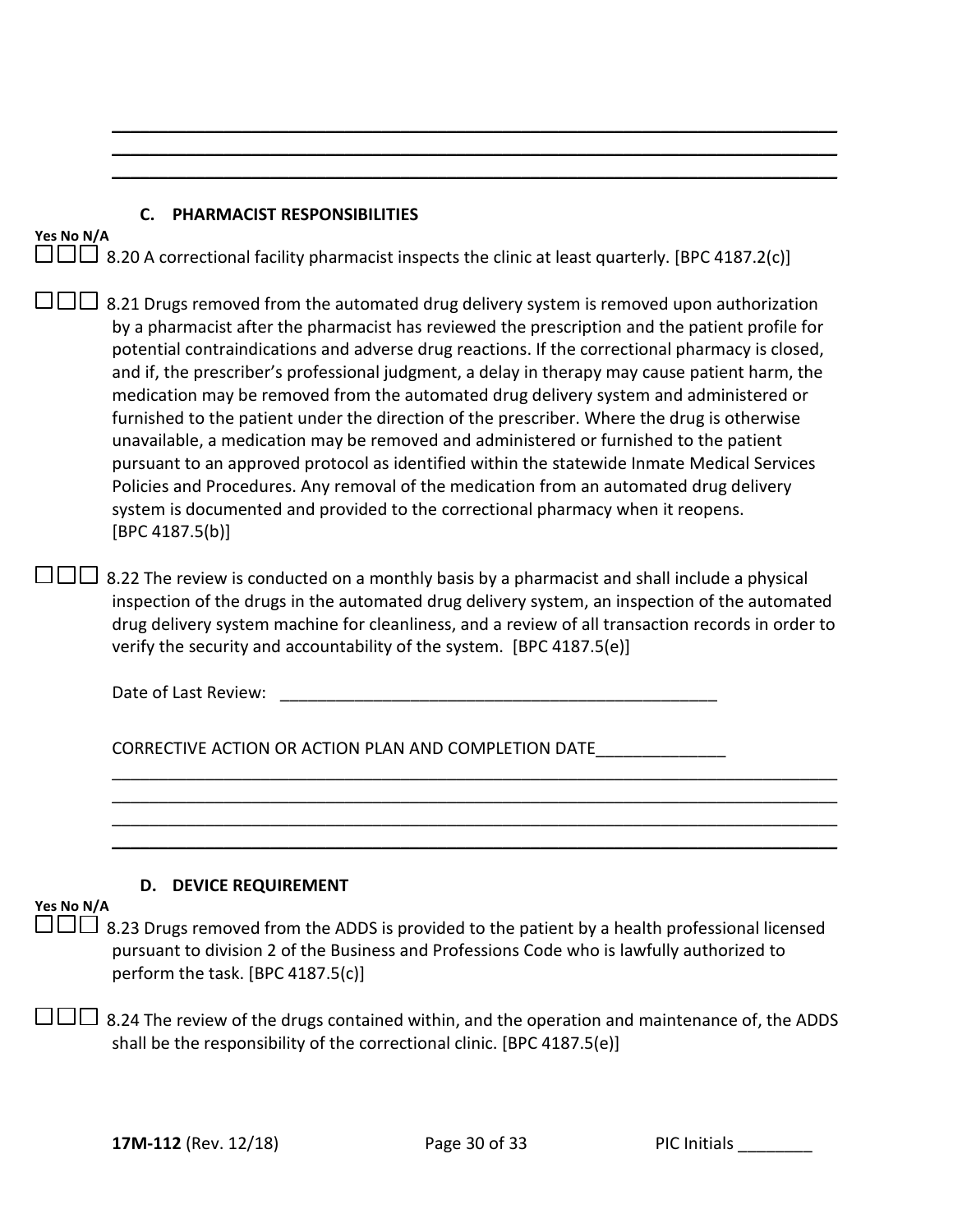______________________________________________________________________________
______________________________________________________________________________
______________________________________________________________________________

### C. PHARMACIST RESPONSIBILITIES

**Yes No N/A**

☐☐☐ 8.20 A correctional facility pharmacist inspects the clinic at least quarterly. [BPC 4187.2(c)]

☐☐☐ 8.21 Drugs removed from the automated drug delivery system is removed upon authorization by a pharmacist after the pharmacist has reviewed the prescription and the patient profile for potential contraindications and adverse drug reactions. If the correctional pharmacy is closed, and if, the prescriber's professional judgment, a delay in therapy may cause patient harm, the medication may be removed from the automated drug delivery system and administered or furnished to the patient under the direction of the prescriber. Where the drug is otherwise unavailable, a medication may be removed and administered or furnished to the patient pursuant to an approved protocol as identified within the statewide Inmate Medical Services Policies and Procedures. Any removal of the medication from an automated drug delivery system is documented and provided to the correctional pharmacy when it reopens. [BPC 4187.5(b)]

☐☐☐ 8.22 The review is conducted on a monthly basis by a pharmacist and shall include a physical inspection of the drugs in the automated drug delivery system, an inspection of the automated drug delivery system machine for cleanliness, and a review of all transaction records in order to verify the security and accountability of the system. [BPC 4187.5(e)]

Date of Last Review: ________________________________________________

CORRECTIVE ACTION OR ACTION PLAN AND COMPLETION DATE______________
______________________________________________________________________________
______________________________________________________________________________
______________________________________________________________________________
______________________________________________________________________________

### D. DEVICE REQUIREMENT

**Yes No N/A**

☐☐☐ 8.23 Drugs removed from the ADDS is provided to the patient by a health professional licensed pursuant to division 2 of the Business and Professions Code who is lawfully authorized to perform the task. [BPC 4187.5(c)]

☐☐☐ 8.24 The review of the drugs contained within, and the operation and maintenance of, the ADDS shall be the responsibility of the correctional clinic. [BPC 4187.5(e)]

PIC Initials ________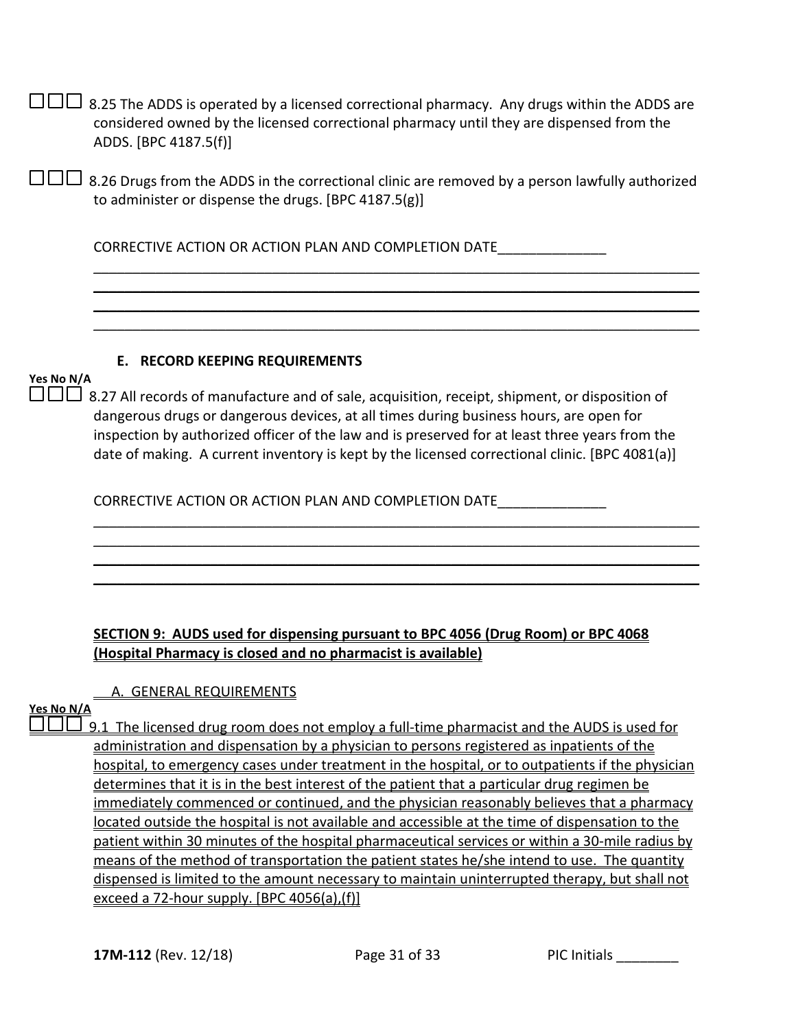☐☐☐ 8.25 The ADDS is operated by a licensed correctional pharmacy. Any drugs within the ADDS are considered owned by the licensed correctional pharmacy until they are dispensed from the ADDS. [BPC 4187.5(f)]

☐☐☐ 8.26 Drugs from the ADDS in the correctional clinic are removed by a person lawfully authorized to administer or dispense the drugs. [BPC 4187.5(g)]

CORRECTIVE ACTION OR ACTION PLAN AND COMPLETION DATE______________

_______________________________________________________________________________

_______________________________________________________________________________

_______________________________________________________________________________

_______________________________________________________________________________

### E. RECORD KEEPING REQUIREMENTS

**Yes No N/A**

☐☐☐ 8.27 All records of manufacture and of sale, acquisition, receipt, shipment, or disposition of dangerous drugs or dangerous devices, at all times during business hours, are open for inspection by authorized officer of the law and is preserved for at least three years from the date of making. A current inventory is kept by the licensed correctional clinic. [BPC 4081(a)]

CORRECTIVE ACTION OR ACTION PLAN AND COMPLETION DATE______________

_______________________________________________________________________________

_______________________________________________________________________________

_______________________________________________________________________________

_______________________________________________________________________________

## SECTION 9: AUDS used for dispensing pursuant to BPC 4056 (Drug Room) or BPC 4068 (Hospital Pharmacy is closed and no pharmacist is available)

### A. GENERAL REQUIREMENTS

**Yes No N/A**

☐☐☐ 9.1 The licensed drug room does not employ a full-time pharmacist and the AUDS is used for administration and dispensation by a physician to persons registered as inpatients of the hospital, to emergency cases under treatment in the hospital, or to outpatients if the physician determines that it is in the best interest of the patient that a particular drug regimen be immediately commenced or continued, and the physician reasonably believes that a pharmacy located outside the hospital is not available and accessible at the time of dispensation to the patient within 30 minutes of the hospital pharmaceutical services or within a 30-mile radius by means of the method of transportation the patient states he/she intend to use. The quantity dispensed is limited to the amount necessary to maintain uninterrupted therapy, but shall not exceed a 72-hour supply. [BPC 4056(a),(f)]

PIC Initials ________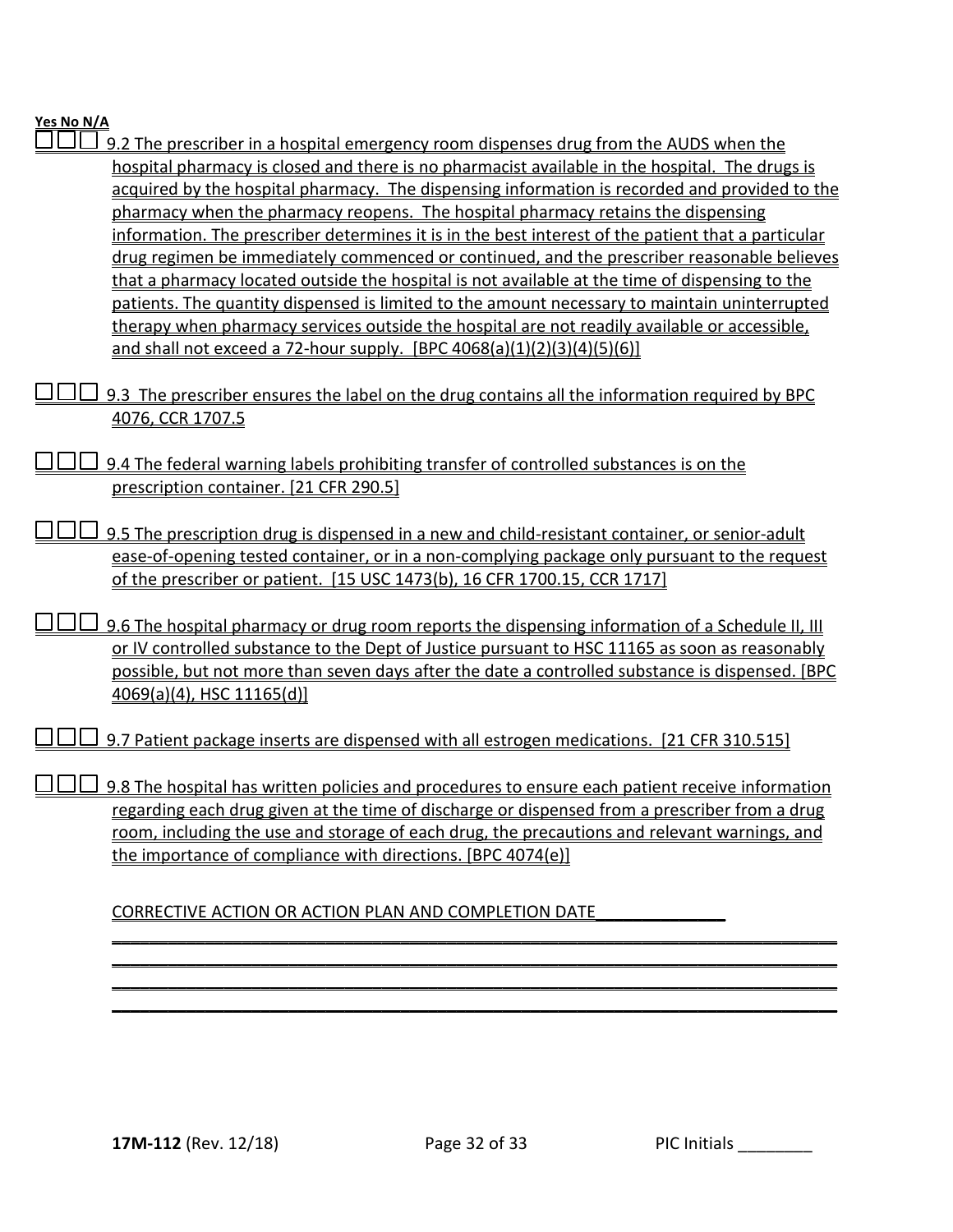**Yes No N/A**

☐☐☐ 9.2 The prescriber in a hospital emergency room dispenses drug from the AUDS when the hospital pharmacy is closed and there is no pharmacist available in the hospital. The drugs is acquired by the hospital pharmacy. The dispensing information is recorded and provided to the pharmacy when the pharmacy reopens. The hospital pharmacy retains the dispensing information. The prescriber determines it is in the best interest of the patient that a particular drug regimen be immediately commenced or continued, and the prescriber reasonable believes that a pharmacy located outside the hospital is not available at the time of dispensing to the patients. The quantity dispensed is limited to the amount necessary to maintain uninterrupted therapy when pharmacy services outside the hospital are not readily available or accessible, and shall not exceed a 72-hour supply. [BPC 4068(a)(1)(2)(3)(4)(5)(6)]

☐☐☐ 9.3 The prescriber ensures the label on the drug contains all the information required by BPC 4076, CCR 1707.5

☐☐☐ 9.4 The federal warning labels prohibiting transfer of controlled substances is on the prescription container. [21 CFR 290.5]

☐☐☐ 9.5 The prescription drug is dispensed in a new and child-resistant container, or senior-adult ease-of-opening tested container, or in a non-complying package only pursuant to the request of the prescriber or patient. [15 USC 1473(b), 16 CFR 1700.15, CCR 1717]

☐☐☐ 9.6 The hospital pharmacy or drug room reports the dispensing information of a Schedule II, III or IV controlled substance to the Dept of Justice pursuant to HSC 11165 as soon as reasonably possible, but not more than seven days after the date a controlled substance is dispensed. [BPC 4069(a)(4), HSC 11165(d)]

☐☐☐ 9.7 Patient package inserts are dispensed with all estrogen medications. [21 CFR 310.515]

☐☐☐ 9.8 The hospital has written policies and procedures to ensure each patient receive information regarding each drug given at the time of discharge or dispensed from a prescriber from a drug room, including the use and storage of each drug, the precautions and relevant warnings, and the importance of compliance with directions. [BPC 4074(e)]

CORRECTIVE ACTION OR ACTION PLAN AND COMPLETION DATE______________

_____________________________________________________________________________

_____________________________________________________________________________

_____________________________________________________________________________

_____________________________________________________________________________

**17M-112** (Rev. 12/18) PIC Initials ________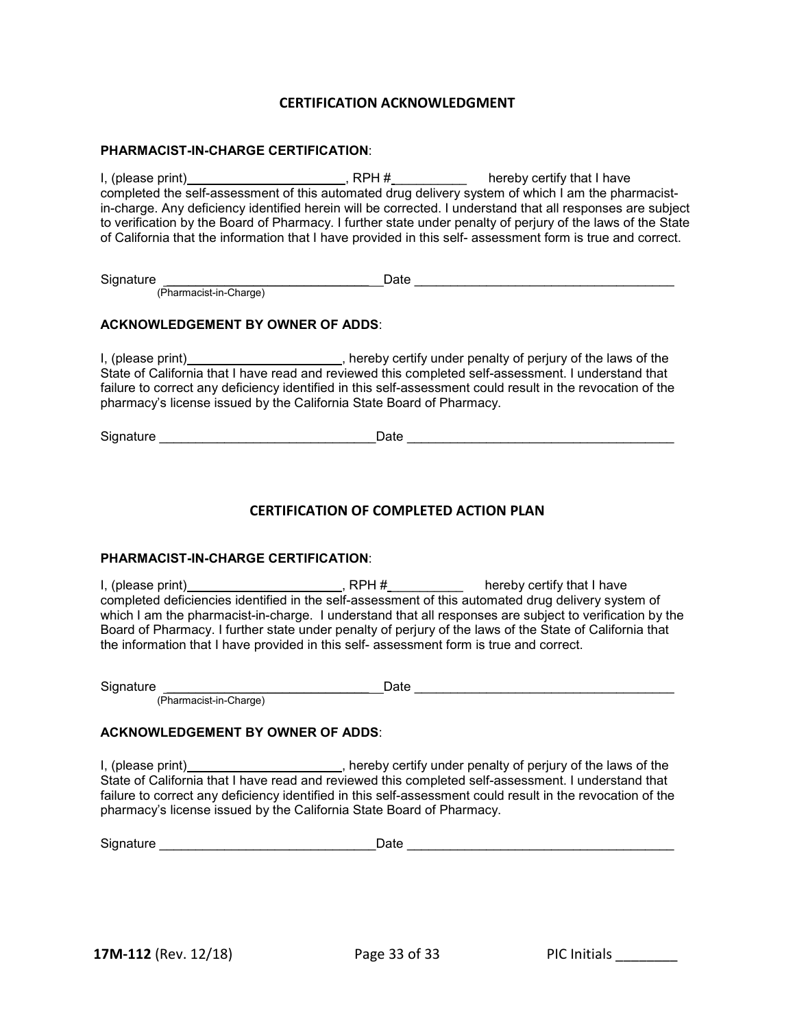## CERTIFICATION ACKNOWLEDGMENT

**PHARMACIST-IN-CHARGE CERTIFICATION**:

I, (please print)\_\_\_\_\_\_\_\_\_\_\_\_\_\_\_\_\_\_\_\_\_\_\_\_, RPH #\_\_\_\_\_\_\_\_\_\_\_ hereby certify that I have completed the self-assessment of this automated drug delivery system of which I am the pharmacist-in-charge. Any deficiency identified herein will be corrected. I understand that all responses are subject to verification by the Board of Pharmacy. I further state under penalty of perjury of the laws of the State of California that the information that I have provided in this self- assessment form is true and correct.

Signature \_\_\_\_\_\_\_\_\_\_\_\_\_\_\_\_\_\_\_\_\_\_\_\_\_\_\_\_\_\_\_ Date \_\_\_\_\_\_\_\_\_\_\_\_\_\_\_\_\_\_\_\_\_\_\_\_\_\_\_\_\_\_\_\_\_\_\_\_\_\_
(Pharmacist-in-Charge)

**ACKNOWLEDGEMENT BY OWNER OF ADDS**:

I, (please print)\_\_\_\_\_\_\_\_\_\_\_\_\_\_\_\_\_\_\_\_\_\_\_\_, hereby certify under penalty of perjury of the laws of the State of California that I have read and reviewed this completed self-assessment. I understand that failure to correct any deficiency identified in this self-assessment could result in the revocation of the pharmacy's license issued by the California State Board of Pharmacy.

Signature \_\_\_\_\_\_\_\_\_\_\_\_\_\_\_\_\_\_\_\_\_\_\_\_\_\_\_\_\_\_\_ Date \_\_\_\_\_\_\_\_\_\_\_\_\_\_\_\_\_\_\_\_\_\_\_\_\_\_\_\_\_\_\_\_\_\_\_\_\_\_

## CERTIFICATION OF COMPLETED ACTION PLAN

**PHARMACIST-IN-CHARGE CERTIFICATION**:

I, (please print)\_\_\_\_\_\_\_\_\_\_\_\_\_\_\_\_\_\_\_\_\_\_\_\_, RPH #\_\_\_\_\_\_\_\_\_\_\_ hereby certify that I have completed deficiencies identified in the self-assessment of this automated drug delivery system of which I am the pharmacist-in-charge. I understand that all responses are subject to verification by the Board of Pharmacy. I further state under penalty of perjury of the laws of the State of California that the information that I have provided in this self- assessment form is true and correct.

Signature \_\_\_\_\_\_\_\_\_\_\_\_\_\_\_\_\_\_\_\_\_\_\_\_\_\_\_\_\_\_\_ Date \_\_\_\_\_\_\_\_\_\_\_\_\_\_\_\_\_\_\_\_\_\_\_\_\_\_\_\_\_\_\_\_\_\_\_\_\_\_
(Pharmacist-in-Charge)

**ACKNOWLEDGEMENT BY OWNER OF ADDS**:

I, (please print)\_\_\_\_\_\_\_\_\_\_\_\_\_\_\_\_\_\_\_\_\_\_\_\_, hereby certify under penalty of perjury of the laws of the State of California that I have read and reviewed this completed self-assessment. I understand that failure to correct any deficiency identified in this self-assessment could result in the revocation of the pharmacy's license issued by the California State Board of Pharmacy.

Signature \_\_\_\_\_\_\_\_\_\_\_\_\_\_\_\_\_\_\_\_\_\_\_\_\_\_\_\_\_\_\_ Date \_\_\_\_\_\_\_\_\_\_\_\_\_\_\_\_\_\_\_\_\_\_\_\_\_\_\_\_\_\_\_\_\_\_\_\_\_\_